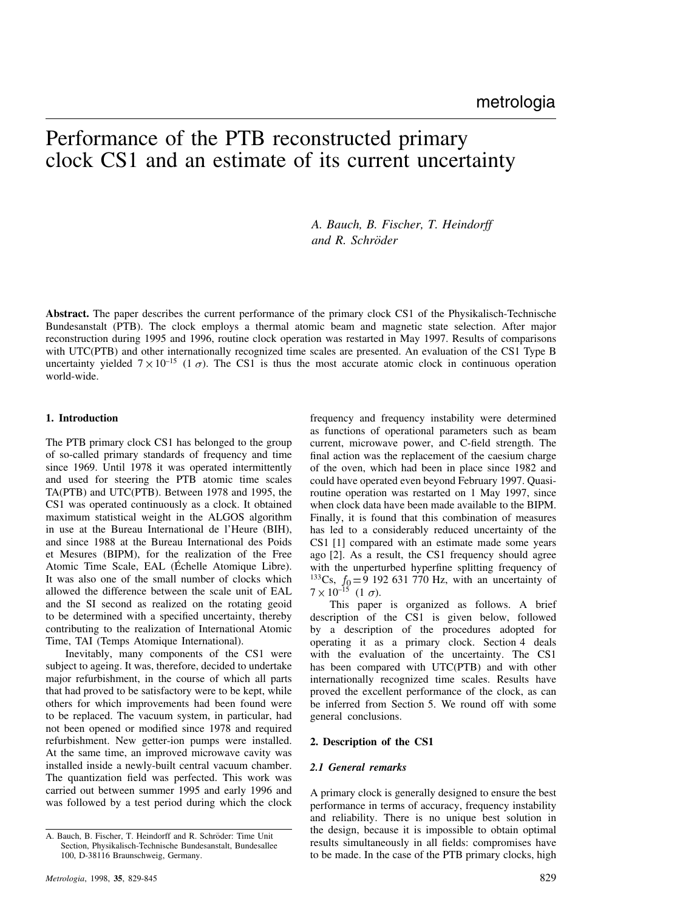metrologia

# Performance of the PTB reconstructed primary clock CS1 and an estimate of its current uncertainty

*A. Bauch, B. Fischer, T. Heindorff and R. Schröder*

**Abstract.** The paper describes the current performance of the primary clock CS1 of the Physikalisch-Technische Bundesanstalt (PTB). The clock employs a thermal atomic beam and magnetic state selection. After major reconstruction during 1995 and 1996, routine clock operation was restarted in May 1997. Results of comparisons with UTC(PTB) and other internationally recognized time scales are presented. An evaluation of the CS1 Type B uncertainty yielded $7 \times 10^{-15}$ ($1\ \sigma$). The CS1 is thus the most accurate atomic clock in continuous operation world-wide.

## 1. Introduction

The PTB primary clock CS1 has belonged to the group of so-called primary standards of frequency and time since 1969. Until 1978 it was operated intermittently and used for steering the PTB atomic time scales TA(PTB) and UTC(PTB). Between 1978 and 1995, the CS1 was operated continuously as a clock. It obtained maximum statistical weight in the ALGOS algorithm in use at the Bureau International de l'Heure (BIH), and since 1988 at the Bureau International des Poids et Mesures (BIPM), for the realization of the Free Atomic Time Scale, EAL (Échelle Atomique Libre). It was also one of the small number of clocks which allowed the difference between the scale unit of EAL and the SI second as realized on the rotating geoid to be determined with a specified uncertainty, thereby contributing to the realization of International Atomic Time, TAI (Temps Atomique International).

Inevitably, many components of the CS1 were subject to ageing. It was, therefore, decided to undertake major refurbishment, in the course of which all parts that had proved to be satisfactory were to be kept, while others for which improvements had been found were to be replaced. The vacuum system, in particular, had not been opened or modified since 1978 and required refurbishment. New getter-ion pumps were installed. At the same time, an improved microwave cavity was installed inside a newly-built central vacuum chamber. The quantization field was perfected. This work was carried out between summer 1995 and early 1996 and was followed by a test period during which the clock frequency and frequency instability were determined as functions of operational parameters such as beam current, microwave power, and C-field strength. The final action was the replacement of the caesium charge of the oven, which had been in place since 1982 and could have operated even beyond February 1997. Quasi-routine operation was restarted on 1 May 1997, since when clock data have been made available to the BIPM. Finally, it is found that this combination of measures has led to a considerably reduced uncertainty of the CS1 [1] compared with an estimate made some years ago [2]. As a result, the CS1 frequency should agree with the unperturbed hyperfine splitting frequency of $^{133}$Cs, $f_0 = 9\ 192\ 631\ 770$ Hz, with an uncertainty of $7 \times 10^{-15}$ ($1\ \sigma$).

This paper is organized as follows. A brief description of the CS1 is given below, followed by a description of the procedures adopted for operating it as a primary clock. Section 4 deals with the evaluation of the uncertainty. The CS1 has been compared with UTC(PTB) and with other internationally recognized time scales. Results have proved the excellent performance of the clock, as can be inferred from Section 5. We round off with some general conclusions.

## 2. Description of the CS1

### 2.1 General remarks

A primary clock is generally designed to ensure the best performance in terms of accuracy, frequency instability and reliability. There is no unique best solution in the design, because it is impossible to obtain optimal results simultaneously in all fields: compromises have to be made. In the case of the PTB primary clocks, high

A. Bauch, B. Fischer, T. Heindorff and R. Schröder: Time Unit Section, Physikalisch-Technische Bundesanstalt, Bundesallee 100, D-38116 Braunschweig, Germany.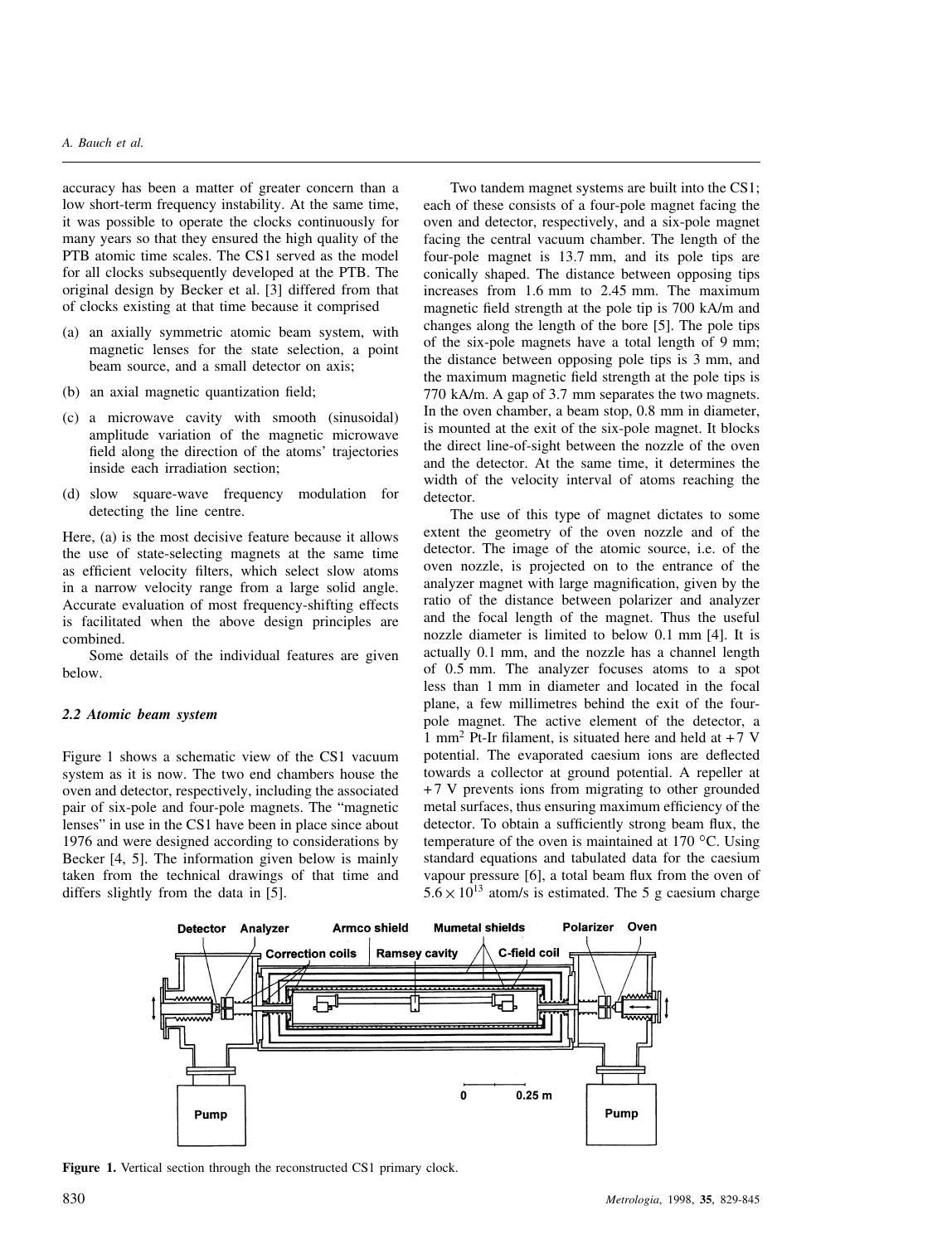accuracy has been a matter of greater concern than a low short-term frequency instability. At the same time, it was possible to operate the clocks continuously for many years so that they ensured the high quality of the PTB atomic time scales. The CS1 served as the model for all clocks subsequently developed at the PTB. The original design by Becker et al. [3] differed from that of clocks existing at that time because it comprised

(a) an axially symmetric atomic beam system, with magnetic lenses for the state selection, a point beam source, and a small detector on axis;

(b) an axial magnetic quantization field;

(c) a microwave cavity with smooth (sinusoidal) amplitude variation of the magnetic microwave field along the direction of the atoms' trajectories inside each irradiation section;

(d) slow square-wave frequency modulation for detecting the line centre.

Here, (a) is the most decisive feature because it allows the use of state-selecting magnets at the same time as efficient velocity filters, which select slow atoms in a narrow velocity range from a large solid angle. Accurate evaluation of most frequency-shifting effects is facilitated when the above design principles are combined.

Some details of the individual features are given below.

### 2.2 Atomic beam system

Figure 1 shows a schematic view of the CS1 vacuum system as it is now. The two end chambers house the oven and detector, respectively, including the associated pair of six-pole and four-pole magnets. The "magnetic lenses" in use in the CS1 have been in place since about 1976 and were designed according to considerations by Becker [4, 5]. The information given below is mainly taken from the technical drawings of that time and differs slightly from the data in [5].

Two tandem magnet systems are built into the CS1; each of these consists of a four-pole magnet facing the oven and detector, respectively, and a six-pole magnet facing the central vacuum chamber. The length of the four-pole magnet is 13.7 mm, and its pole tips are conically shaped. The distance between opposing tips increases from 1.6 mm to 2.45 mm. The maximum magnetic field strength at the pole tip is 700 kA/m and changes along the length of the bore [5]. The pole tips of the six-pole magnets have a total length of 9 mm; the distance between opposing pole tips is 3 mm, and the maximum magnetic field strength at the pole tips is 770 kA/m. A gap of 3.7 mm separates the two magnets. In the oven chamber, a beam stop, 0.8 mm in diameter, is mounted at the exit of the six-pole magnet. It blocks the direct line-of-sight between the nozzle of the oven and the detector. At the same time, it determines the width of the velocity interval of atoms reaching the detector.

The use of this type of magnet dictates to some extent the geometry of the oven nozzle and of the detector. The image of the atomic source, i.e. of the oven nozzle, is projected on to the entrance of the analyzer magnet with large magnification, given by the ratio of the distance between polarizer and analyzer and the focal length of the magnet. Thus the useful nozzle diameter is limited to below 0.1 mm [4]. It is actually 0.1 mm, and the nozzle has a channel length of 0.5 mm. The analyzer focuses atoms to a spot less than 1 mm in diameter and located in the focal plane, a few millimetres behind the exit of the four-pole magnet. The active element of the detector, a 1 $mm^2$ Pt-Ir filament, is situated here and held at +7 V potential. The evaporated caesium ions are deflected towards a collector at ground potential. A repeller at +7 V prevents ions from migrating to other grounded metal surfaces, thus ensuring maximum efficiency of the detector. To obtain a sufficiently strong beam flux, the temperature of the oven is maintained at 170 °C. Using standard equations and tabulated data for the caesium vapour pressure [6], a total beam flux from the oven of $5.6 \times 10^{13}$ atom/s is estimated. The 5 g caesium charge

Figure 1. Vertical section through the reconstructed CS1 primary clock.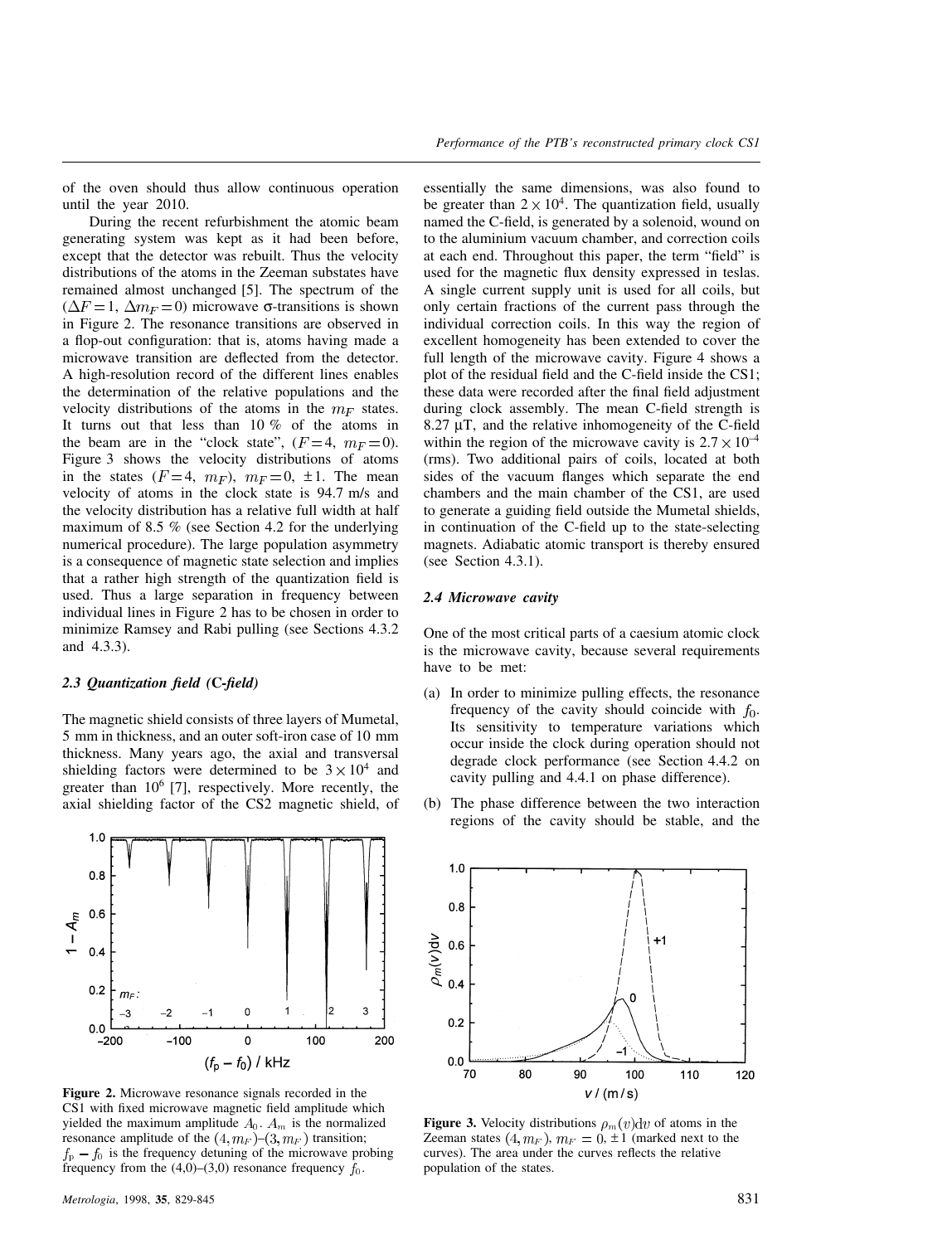of the oven should thus allow continuous operation until the year 2010.

During the recent refurbishment the atomic beam generating system was kept as it had been before, except that the detector was rebuilt. Thus the velocity distributions of the atoms in the Zeeman substates have remained almost unchanged [5]. The spectrum of the ($\Delta F = 1$, $\Delta m_F = 0$) microwave σ-transitions is shown in Figure 2. The resonance transitions are observed in a flop-out configuration: that is, atoms having made a microwave transition are deflected from the detector. A high-resolution record of the different lines enables the determination of the relative populations and the velocity distributions of the atoms in the $m_F$ states. It turns out that less than 10 % of the atoms in the beam are in the "clock state", ($F = 4$, $m_F = 0$). Figure 3 shows the velocity distributions of atoms in the states ($F = 4$, $m_F$), $m_F = 0, \pm 1$. The mean velocity of atoms in the clock state is 94.7 m/s and the velocity distribution has a relative full width at half maximum of 8.5 % (see Section 4.2 for the underlying numerical procedure). The large population asymmetry is a consequence of magnetic state selection and implies that a rather high strength of the quantization field is used. Thus a large separation in frequency between individual lines in Figure 2 has to be chosen in order to minimize Ramsey and Rabi pulling (see Sections 4.3.2 and 4.3.3).

### *2.3 Quantization field (C-field)*

The magnetic shield consists of three layers of Mumetal, 5 mm in thickness, and an outer soft-iron case of 10 mm thickness. Many years ago, the axial and transversal shielding factors were determined to be $3 \times 10^4$ and greater than $10^6$ [7], respectively. More recently, the axial shielding factor of the CS2 magnetic shield, of essentially the same dimensions, was also found to be greater than $2 \times 10^4$. The quantization field, usually named the C-field, is generated by a solenoid, wound on to the aluminium vacuum chamber, and correction coils at each end. Throughout this paper, the term "field" is used for the magnetic flux density expressed in teslas. A single current supply unit is used for all coils, but only certain fractions of the current pass through the individual correction coils. In this way the region of excellent homogeneity has been extended to cover the full length of the microwave cavity. Figure 4 shows a plot of the residual field and the C-field inside the CS1; these data were recorded after the final field adjustment during clock assembly. The mean C-field strength is 8.27 μT, and the relative inhomogeneity of the C-field within the region of the microwave cavity is $2.7 \times 10^{-4}$ (rms). Two additional pairs of coils, located at both sides of the vacuum flanges which separate the end chambers and the main chamber of the CS1, are used to generate a guiding field outside the Mumetal shields, in continuation of the C-field up to the state-selecting magnets. Adiabatic atomic transport is thereby ensured (see Section 4.3.1).

**Figure 2.** Microwave resonance signals recorded in the CS1 with fixed microwave magnetic field amplitude which yielded the maximum amplitude $A_0$. $A_m$ is the normalized resonance amplitude of the $(4, m_F)$–$(3, m_F)$ transition; $f_p - f_0$ is the frequency detuning of the microwave probing frequency from the (4,0)–(3,0) resonance frequency $f_0$.

**Figure 3.** Velocity distributions $\rho_m(v)\mathrm{d}v$ of atoms in the Zeeman states $(4, m_F)$, $m_F = 0, \pm 1$ (marked next to the curves). The area under the curves reflects the relative population of the states.

### *2.4 Microwave cavity*

One of the most critical parts of a caesium atomic clock is the microwave cavity, because several requirements have to be met:

(a) In order to minimize pulling effects, the resonance frequency of the cavity should coincide with $f_0$. Its sensitivity to temperature variations which occur inside the clock during operation should not degrade clock performance (see Section 4.4.2 on cavity pulling and 4.4.1 on phase difference).

(b) The phase difference between the two interaction regions of the cavity should be stable, and the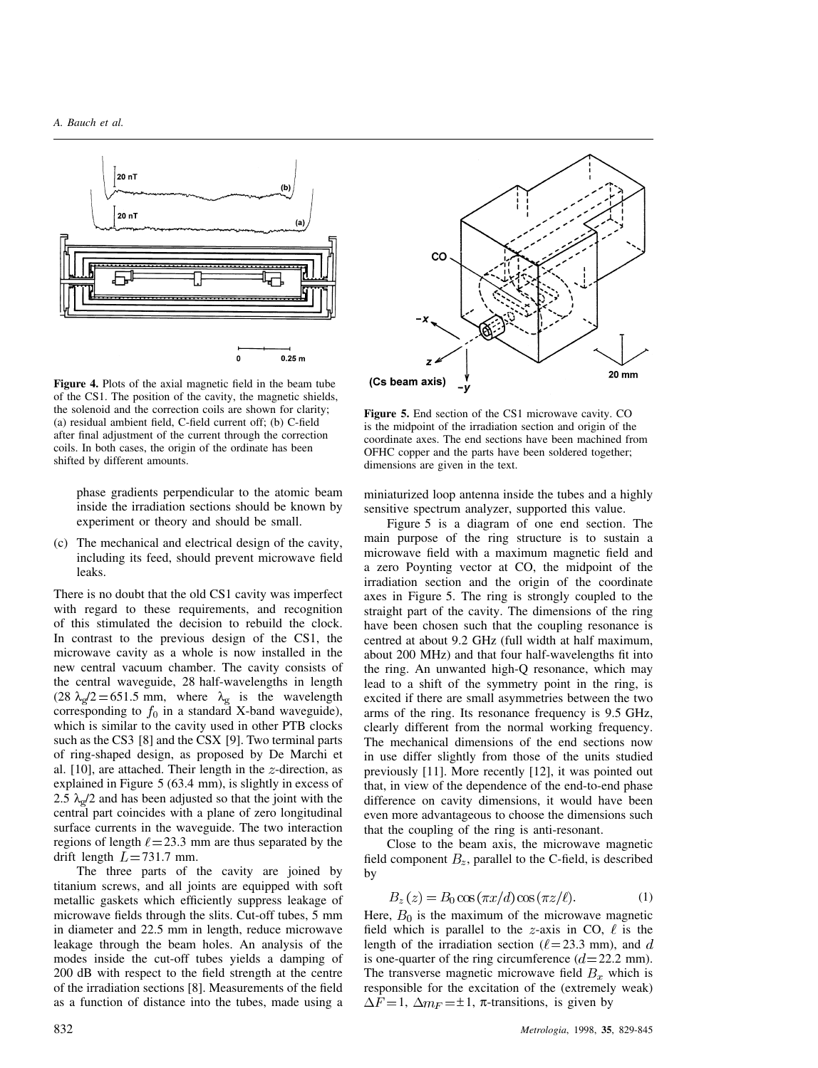**Figure 4.** Plots of the axial magnetic field in the beam tube of the CS1. The position of the cavity, the magnetic shields, the solenoid and the correction coils are shown for clarity; (a) residual ambient field, C-field current off; (b) C-field after final adjustment of the current through the correction coils. In both cases, the origin of the ordinate has been shifted by different amounts.

**Figure 5.** End section of the CS1 microwave cavity. CO is the midpoint of the irradiation section and origin of the coordinate axes. The end sections have been machined from OFHC copper and the parts have been soldered together; dimensions are given in the text.

phase gradients perpendicular to the atomic beam inside the irradiation sections should be known by experiment or theory and should be small.

(c) The mechanical and electrical design of the cavity, including its feed, should prevent microwave field leaks.

There is no doubt that the old CS1 cavity was imperfect with regard to these requirements, and recognition of this stimulated the decision to rebuild the clock. In contrast to the previous design of the CS1, the microwave cavity as a whole is now installed in the new central vacuum chamber. The cavity consists of the central waveguide, 28 half-wavelengths in length ($28\ \lambda_g/2 = 651.5$ mm, where $\lambda_g$ is the wavelength corresponding to $f_0$ in a standard X-band waveguide), which is similar to the cavity used in other PTB clocks such as the CS3 [8] and the CSX [9]. Two terminal parts of ring-shaped design, as proposed by De Marchi et al. [10], are attached. Their length in the $z$-direction, as explained in Figure 5 (63.4 mm), is slightly in excess of $2.5\ \lambda_g/2$ and has been adjusted so that the joint with the central part coincides with a plane of zero longitudinal surface currents in the waveguide. The two interaction regions of length $\ell = 23.3$ mm are thus separated by the drift length $L = 731.7$ mm.

The three parts of the cavity are joined by titanium screws, and all joints are equipped with soft metallic gaskets which efficiently suppress leakage of microwave fields through the slits. Cut-off tubes, 5 mm in diameter and 22.5 mm in length, reduce microwave leakage through the beam holes. An analysis of the modes inside the cut-off tubes yields a damping of 200 dB with respect to the field strength at the centre of the irradiation sections [8]. Measurements of the field as a function of distance into the tubes, made using a miniaturized loop antenna inside the tubes and a highly sensitive spectrum analyzer, supported this value.

Figure 5 is a diagram of one end section. The main purpose of the ring structure is to sustain a microwave field with a maximum magnetic field and a zero Poynting vector at CO, the midpoint of the irradiation section and the origin of the coordinate axes in Figure 5. The ring is strongly coupled to the straight part of the cavity. The dimensions of the ring have been chosen such that the coupling resonance is centred at about 9.2 GHz (full width at half maximum, about 200 MHz) and that four half-wavelengths fit into the ring. An unwanted high-Q resonance, which may lead to a shift of the symmetry point in the ring, is excited if there are small asymmetries between the two arms of the ring. Its resonance frequency is 9.5 GHz, clearly different from the normal working frequency. The mechanical dimensions of the end sections now in use differ slightly from those of the units studied previously [11]. More recently [12], it was pointed out that, in view of the dependence of the end-to-end phase difference on cavity dimensions, it would have been even more advantageous to choose the dimensions such that the coupling of the ring is anti-resonant.

Close to the beam axis, the microwave magnetic field component $B_z$, parallel to the C-field, is described by

$$B_z(z) = B_0 \cos(\pi x/d) \cos(\pi z/\ell). \tag{1}$$

Here, $B_0$ is the maximum of the microwave magnetic field which is parallel to the $z$-axis in CO, $\ell$ is the length of the irradiation section ($\ell = 23.3$ mm), and $d$ is one-quarter of the ring circumference ($d = 22.2$ mm). The transverse magnetic microwave field $B_x$ which is responsible for the excitation of the (extremely weak) $\Delta F = 1$, $\Delta m_F = \pm 1$, $\pi$-transitions, is given by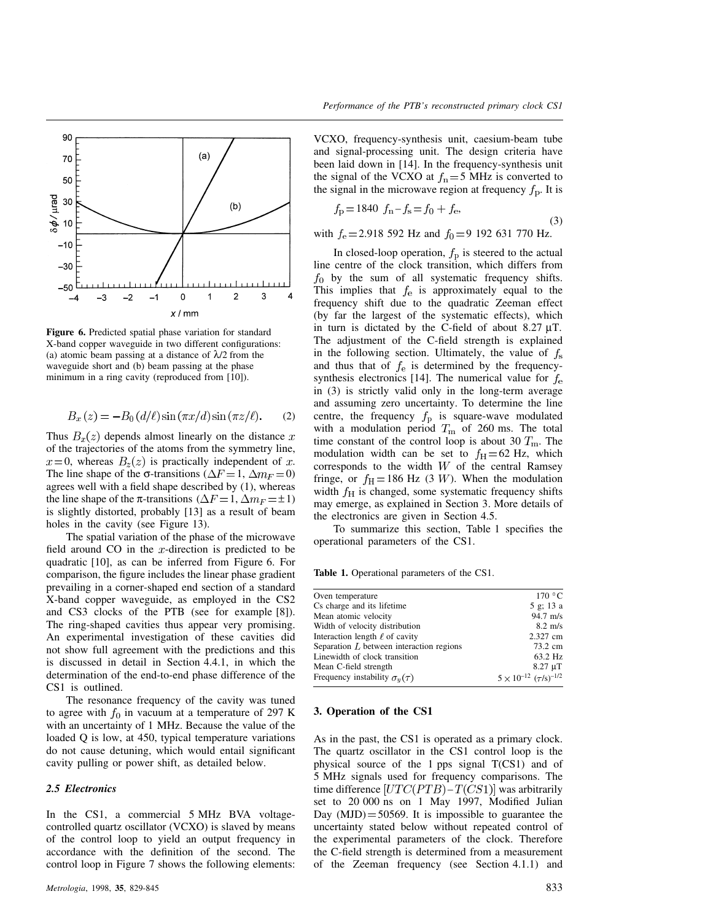**Figure 6.** Predicted spatial phase variation for standard X-band copper waveguide in two different configurations: (a) atomic beam passing at a distance of $\lambda/2$ from the waveguide short and (b) beam passing at the phase minimum in a ring cavity (reproduced from [10]).

$$B_x(z) = -B_0\,(d/\ell)\sin(\pi x/d)\sin(\pi z/\ell). \qquad (2)$$

Thus $B_x(z)$ depends almost linearly on the distance $x$ of the trajectories of the atoms from the symmetry line, $x = 0$, whereas $B_z(z)$ is practically independent of $x$. The line shape of the σ-transitions ($\Delta F = 1$, $\Delta m_F = 0$) agrees well with a field shape described by (1), whereas the line shape of the π-transitions ($\Delta F = 1$, $\Delta m_F = \pm 1$) is slightly distorted, probably [13] as a result of beam holes in the cavity (see Figure 13).

The spatial variation of the phase of the microwave field around CO in the $x$-direction is predicted to be quadratic [10], as can be inferred from Figure 6. For comparison, the figure includes the linear phase gradient prevailing in a corner-shaped end section of a standard X-band copper waveguide, as employed in the CS2 and CS3 clocks of the PTB (see for example [8]). The ring-shaped cavities thus appear very promising. An experimental investigation of these cavities did not show full agreement with the predictions and this is discussed in detail in Section 4.4.1, in which the determination of the end-to-end phase difference of the CS1 is outlined.

The resonance frequency of the cavity was tuned to agree with $f_0$ in vacuum at a temperature of 297 K with an uncertainty of 1 MHz. Because the value of the loaded Q is low, at 450, typical temperature variations do not cause detuning, which would entail significant cavity pulling or power shift, as detailed below.

### 2.5 Electronics

In the CS1, a commercial 5 MHz BVA voltage-controlled quartz oscillator (VCXO) is slaved by means of the control loop to yield an output frequency in accordance with the definition of the second. The control loop in Figure 7 shows the following elements: VCXO, frequency-synthesis unit, caesium-beam tube and signal-processing unit. The design criteria have been laid down in [14]. In the frequency-synthesis unit the signal of the VCXO at $f_n = 5$ MHz is converted to the signal in the microwave region at frequency $f_p$. It is

$$f_p = 1840\ f_n - f_s = f_0 + f_e, \qquad (3)$$

with $f_e = 2.918\ 592$ Hz and $f_0 = 9\ 192\ 631\ 770$ Hz.

In closed-loop operation, $f_p$ is steered to the actual line centre of the clock transition, which differs from $f_0$ by the sum of all systematic frequency shifts. This implies that $f_e$ is approximately equal to the frequency shift due to the quadratic Zeeman effect (by far the largest of the systematic effects), which in turn is dictated by the C-field of about 8.27 μT. The adjustment of the C-field strength is explained in the following section. Ultimately, the value of $f_s$ and thus that of $f_e$ is determined by the frequency-synthesis electronics [14]. The numerical value for $f_e$ in (3) is strictly valid only in the long-term average and assuming zero uncertainty. To determine the line centre, the frequency $f_p$ is square-wave modulated with a modulation period $T_m$ of 260 ms. The total time constant of the control loop is about 30 $T_m$. The modulation width can be set to $f_H = 62$ Hz, which corresponds to the width $W$ of the central Ramsey fringe, or $f_H = 186$ Hz (3 $W$). When the modulation width $f_H$ is changed, some systematic frequency shifts may emerge, as explained in Section 3. More details of the electronics are given in Section 4.5.

To summarize this section, Table 1 specifies the operational parameters of the CS1.

**Table 1.** Operational parameters of the CS1.

| | |
|---|---|
| Oven temperature | 170 °C |
| Cs charge and its lifetime | 5 g; 13 a |
| Mean atomic velocity | 94.7 m/s |
| Width of velocity distribution | 8.2 m/s |
| Interaction length $\ell$ of cavity | 2.327 cm |
| Separation $L$ between interaction regions | 73.2 cm |
| Linewidth of clock transition | 63.2 Hz |
| Mean C-field strength | 8.27 μT |
| Frequency instability $\sigma_y(\tau)$ | $5 \times 10^{-12}\ (\tau/\mathrm{s})^{-1/2}$ |

## 3. Operation of the CS1

As in the past, the CS1 is operated as a primary clock. The quartz oscillator in the CS1 control loop is the physical source of the 1 pps signal T(CS1) and of 5 MHz signals used for frequency comparisons. The time difference $[UTC(PTB) - T(CS1)]$ was arbitrarily set to 20 000 ns on 1 May 1997, Modified Julian Day (MJD) = 50569. It is impossible to guarantee the uncertainty stated below without repeated control of the experimental parameters of the clock. Therefore the C-field strength is determined from a measurement of the Zeeman frequency (see Section 4.1.1) and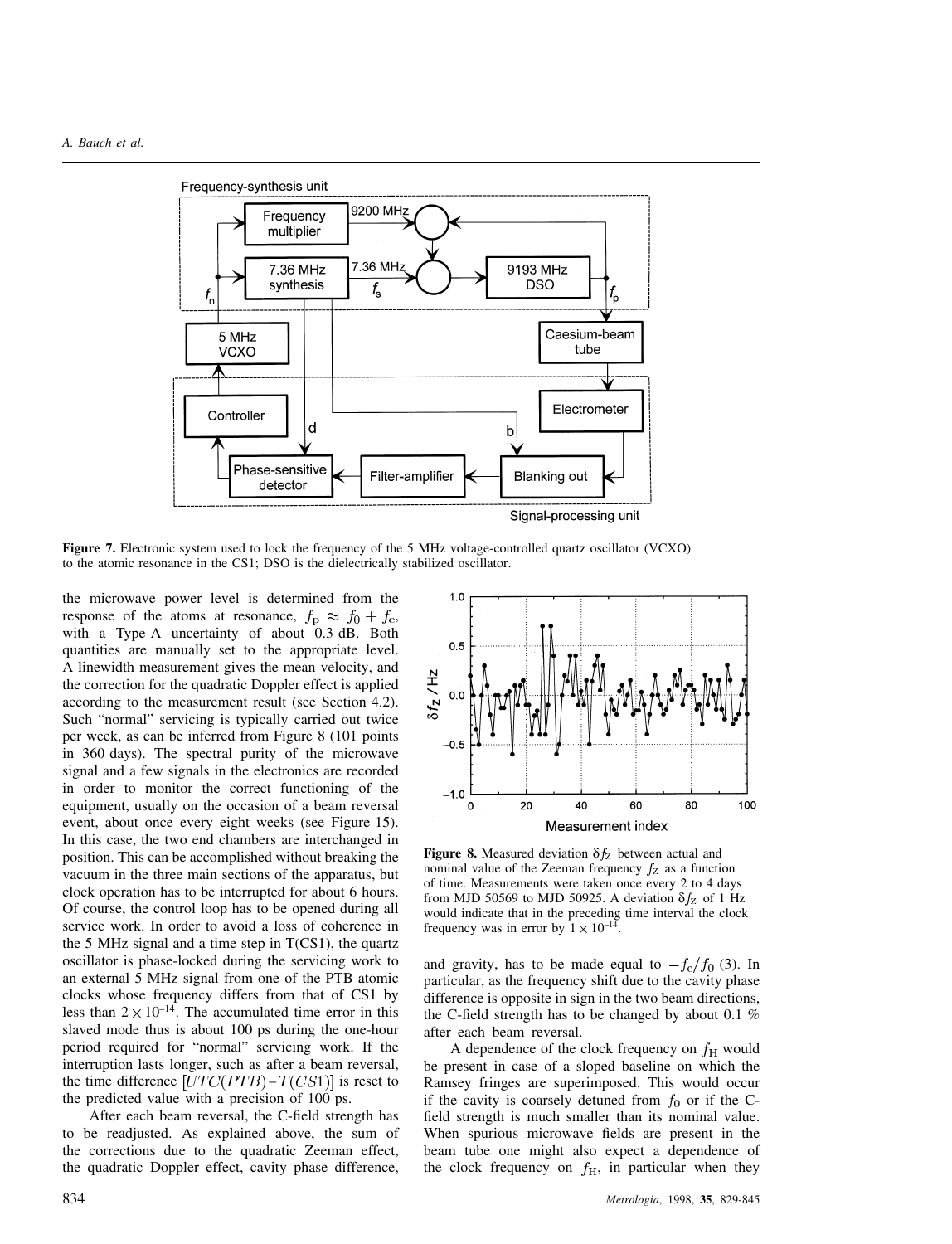**Figure 7.** Electronic system used to lock the frequency of the 5 MHz voltage-controlled quartz oscillator (VCXO) to the atomic resonance in the CS1; DSO is the dielectrically stabilized oscillator.

the microwave power level is determined from the response of the atoms at resonance, $f_p \approx f_0 + f_e$, with a Type A uncertainty of about 0.3 dB. Both quantities are manually set to the appropriate level. A linewidth measurement gives the mean velocity, and the correction for the quadratic Doppler effect is applied according to the measurement result (see Section 4.2). Such "normal" servicing is typically carried out twice per week, as can be inferred from Figure 8 (101 points in 360 days). The spectral purity of the microwave signal and a few signals in the electronics are recorded in order to monitor the correct functioning of the equipment, usually on the occasion of a beam reversal event, about once every eight weeks (see Figure 15). In this case, the two end chambers are interchanged in position. This can be accomplished without breaking the vacuum in the three main sections of the apparatus, but clock operation has to be interrupted for about 6 hours. Of course, the control loop has to be opened during all service work. In order to avoid a loss of coherence in the 5 MHz signal and a time step in T(CS1), the quartz oscillator is phase-locked during the servicing work to an external 5 MHz signal from one of the PTB atomic clocks whose frequency differs from that of CS1 by less than $2 \times 10^{-14}$. The accumulated time error in this slaved mode thus is about 100 ps during the one-hour period required for "normal" servicing work. If the interruption lasts longer, such as after a beam reversal, the time difference $[UTC(PTB) - T(CS1)]$ is reset to the predicted value with a precision of 100 ps.

After each beam reversal, the C-field strength has to be readjusted. As explained above, the sum of the corrections due to the quadratic Zeeman effect, the quadratic Doppler effect, cavity phase difference,

**Figure 8.** Measured deviation $\delta f_Z$ between actual and nominal value of the Zeeman frequency $f_Z$ as a function of time. Measurements were taken once every 2 to 4 days from MJD 50569 to MJD 50925. A deviation $\delta f_Z$ of 1 Hz would indicate that in the preceding time interval the clock frequency was in error by $1 \times 10^{-14}$.

and gravity, has to be made equal to $-f_e/f_0$ (3). In particular, as the frequency shift due to the cavity phase difference is opposite in sign in the two beam directions, the C-field strength has to be changed by about 0.1 % after each beam reversal.

A dependence of the clock frequency on $f_H$ would be present in case of a sloped baseline on which the Ramsey fringes are superimposed. This would occur if the cavity is coarsely detuned from $f_0$ or if the C-field strength is much smaller than its nominal value. When spurious microwave fields are present in the beam tube one might also expect a dependence of the clock frequency on $f_H$, in particular when they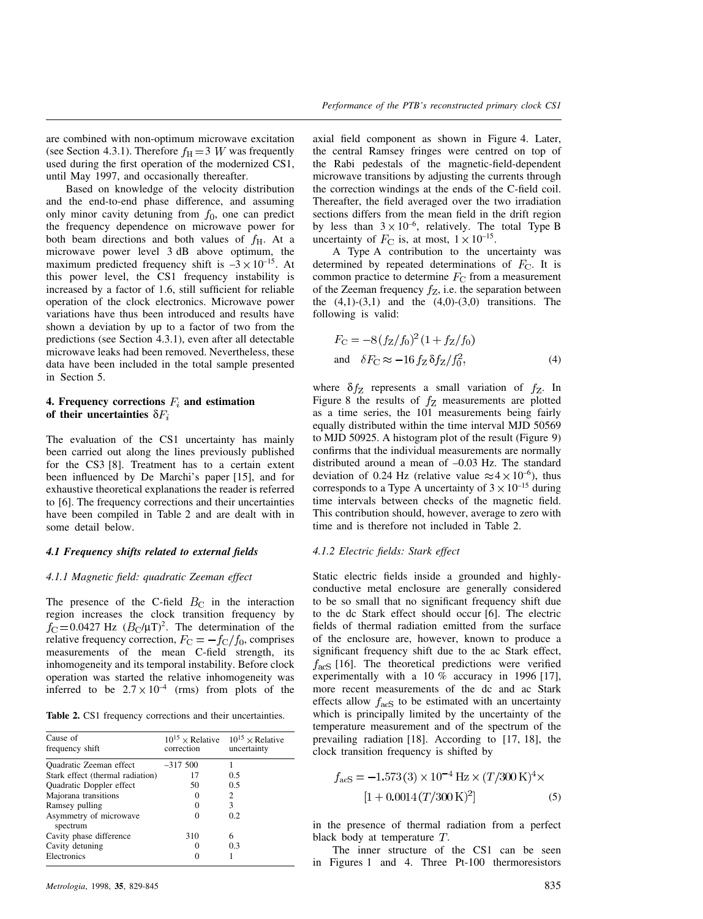are combined with non-optimum microwave excitation (see Section 4.3.1). Therefore $f_H = 3\ W$ was frequently used during the first operation of the modernized CS1, until May 1997, and occasionally thereafter.

Based on knowledge of the velocity distribution and the end-to-end phase difference, and assuming only minor cavity detuning from $f_0$, one can predict the frequency dependence on microwave power for both beam directions and both values of $f_H$. At a microwave power level 3 dB above optimum, the maximum predicted frequency shift is $-3 \times 10^{-15}$. At this power level, the CS1 frequency instability is increased by a factor of 1.6, still sufficient for reliable operation of the clock electronics. Microwave power variations have thus been introduced and results have shown a deviation by up to a factor of two from the predictions (see Section 4.3.1), even after all detectable microwave leaks had been removed. Nevertheless, these data have been included in the total sample presented in Section 5.

## 4. Frequency corrections $F_i$ and estimation of their uncertainties $\delta F_i$

The evaluation of the CS1 uncertainty has mainly been carried out along the lines previously published for the CS3 [8]. Treatment has to a certain extent been influenced by De Marchi's paper [15], and for exhaustive theoretical explanations the reader is referred to [6]. The frequency corrections and their uncertainties have been compiled in Table 2 and are dealt with in some detail below.

### 4.1 Frequency shifts related to external fields

#### 4.1.1 Magnetic field: quadratic Zeeman effect

The presence of the C-field $B_C$ in the interaction region increases the clock transition frequency by $f_C = 0.0427\ \text{Hz}\ (B_C/\mu\text{T})^2$. The determination of the relative frequency correction, $F_C = -f_C/f_0$, comprises measurements of the mean C-field strength, its inhomogeneity and its temporal instability. Before clock operation was started the relative inhomogeneity was inferred to be $2.7 \times 10^{-4}$ (rms) from plots of the axial field component as shown in Figure 4. Later, the central Ramsey fringes were centred on top of the Rabi pedestals of the magnetic-field-dependent microwave transitions by adjusting the currents through the correction windings at the ends of the C-field coil. Thereafter, the field averaged over the two irradiation sections differs from the mean field in the drift region by less than $3 \times 10^{-6}$, relatively. The total Type B uncertainty of $F_C$ is, at most, $1 \times 10^{-15}$.

**Table 2.** CS1 frequency corrections and their uncertainties.

| Cause of frequency shift | $10^{15} \times$ Relative correction | $10^{15} \times$ Relative uncertainty |
|---|---|---|
| Quadratic Zeeman effect | –317 500 | 1 |
| Stark effect (thermal radiation) | 17 | 0.5 |
| Quadratic Doppler effect | 50 | 0.5 |
| Majorana transitions | 0 | 2 |
| Ramsey pulling | 0 | 3 |
| Asymmetry of microwave spectrum | 0 | 0.2 |
| Cavity phase difference | 310 | 6 |
| Cavity detuning | 0 | 0.3 |
| Electronics | 0 | 1 |

A Type A contribution to the uncertainty was determined by repeated determinations of $F_C$. It is common practice to determine $F_C$ from a measurement of the Zeeman frequency $f_Z$, i.e. the separation between the (4,1)-(3,1) and the (4,0)-(3,0) transitions. The following is valid:

$$F_C = -8(f_Z/f_0)^2(1 + f_Z/f_0)$$
$$\text{and} \quad \delta F_C \approx -16 f_Z\, \delta f_Z / f_0^2, \tag{4}$$

where $\delta f_Z$ represents a small variation of $f_Z$. In Figure 8 the results of $f_Z$ measurements are plotted as a time series, the 101 measurements being fairly equally distributed within the time interval MJD 50569 to MJD 50925. A histogram plot of the result (Figure 9) confirms that the individual measurements are normally distributed around a mean of –0.03 Hz. The standard deviation of 0.24 Hz (relative value $\approx 4 \times 10^{-6}$), thus corresponds to a Type A uncertainty of $3 \times 10^{-15}$ during time intervals between checks of the magnetic field. This contribution should, however, average to zero with time and is therefore not included in Table 2.

#### 4.1.2 Electric fields: Stark effect

Static electric fields inside a grounded and highly-conductive metal enclosure are generally considered to be so small that no significant frequency shift due to the dc Stark effect should occur [6]. The electric fields of thermal radiation emitted from the surface of the enclosure are, however, known to produce a significant frequency shift due to the ac Stark effect, $f_{acS}$ [16]. The theoretical predictions were verified experimentally with a 10 % accuracy in 1996 [17], more recent measurements of the dc and ac Stark effects allow $f_{acS}$ to be estimated with an uncertainty which is principally limited by the uncertainty of the temperature measurement and of the spectrum of the prevailing radiation [18]. According to [17, 18], the clock transition frequency is shifted by

$$f_{acS} = -1.573(3) \times 10^{-4}\ \text{Hz} \times (T/300\ \text{K})^4 \times [1 + 0.0014(T/300\ \text{K})^2] \tag{5}$$

in the presence of thermal radiation from a perfect black body at temperature $T$.

The inner structure of the CS1 can be seen in Figures 1 and 4. Three Pt-100 thermoresistors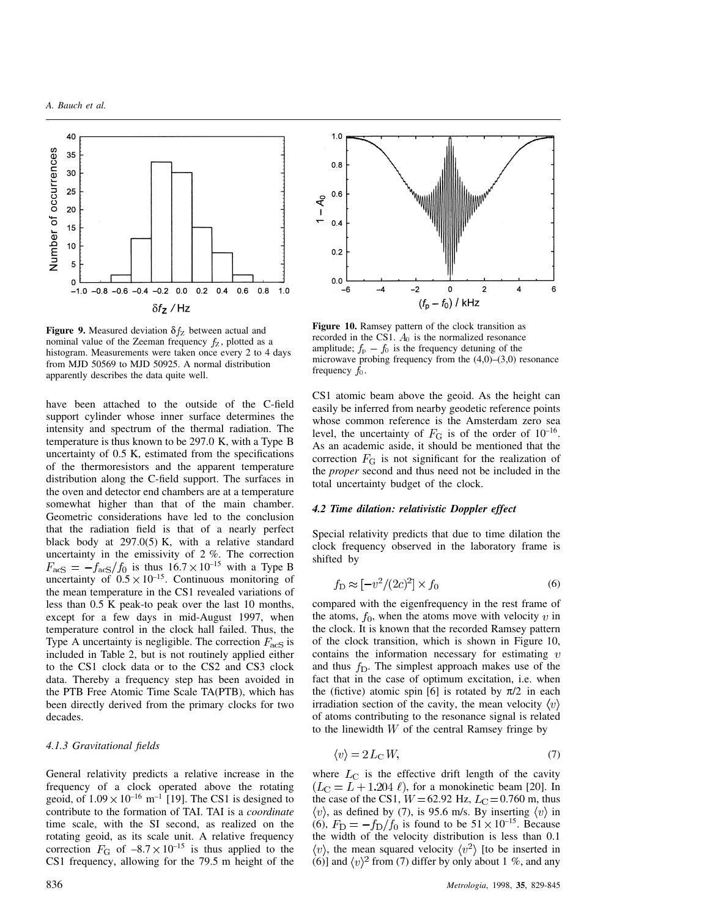**Figure 9.** Measured deviation $\delta f_Z$ between actual and nominal value of the Zeeman frequency $f_Z$, plotted as a histogram. Measurements were taken once every 2 to 4 days from MJD 50569 to MJD 50925. A normal distribution apparently describes the data quite well.

**Figure 10.** Ramsey pattern of the clock transition as recorded in the CS1. $A_0$ is the normalized resonance amplitude; $f_P - f_0$ is the frequency detuning of the microwave probing frequency from the (4,0)–(3,0) resonance frequency $f_0$.

have been attached to the outside of the C-field support cylinder whose inner surface determines the intensity and spectrum of the thermal radiation. The temperature is thus known to be 297.0 K, with a Type B uncertainty of 0.5 K, estimated from the specifications of the thermoresistors and the apparent temperature distribution along the C-field support. The surfaces in the oven and detector end chambers are at a temperature somewhat higher than that of the main chamber. Geometric considerations have led to the conclusion that the radiation field is that of a nearly perfect black body at 297.0(5) K, with a relative standard uncertainty in the emissivity of 2 %. The correction $F_{\mathrm{acS}} = -f_{\mathrm{acS}}/f_0$ is thus $16.7 \times 10^{-15}$ with a Type B uncertainty of $0.5 \times 10^{-15}$. Continuous monitoring of the mean temperature in the CS1 revealed variations of less than 0.5 K peak-to peak over the last 10 months, except for a few days in mid-August 1997, when temperature control in the clock hall failed. Thus, the Type A uncertainty is negligible. The correction $F_{\mathrm{acS}}$ is included in Table 2, but is not routinely applied either to the CS1 clock data or to the CS2 and CS3 clock data. Thereby a frequency step has been avoided in the PTB Free Atomic Time Scale TA(PTB), which has been directly derived from the primary clocks for two decades.

#### 4.1.3 Gravitational fields

General relativity predicts a relative increase in the frequency of a clock operated above the rotating geoid, of $1.09 \times 10^{-16}$ m$^{-1}$ [19]. The CS1 is designed to contribute to the formation of TAI. TAI is a *coordinate* time scale, with the SI second, as realized on the rotating geoid, as its scale unit. A relative frequency correction $F_{\mathrm{G}}$ of $-8.7 \times 10^{-15}$ is thus applied to the CS1 frequency, allowing for the 79.5 m height of the CS1 atomic beam above the geoid. As the height can easily be inferred from nearby geodetic reference points whose common reference is the Amsterdam zero sea level, the uncertainty of $F_{\mathrm{G}}$ is of the order of $10^{-16}$. As an academic aside, it should be mentioned that the correction $F_{\mathrm{G}}$ is not significant for the realization of the *proper* second and thus need not be included in the total uncertainty budget of the clock.

### 4.2 Time dilation: relativistic Doppler effect

Special relativity predicts that due to time dilation the clock frequency observed in the laboratory frame is shifted by

$$f_{\mathrm{D}} \approx [-v^2/(2c)^2] \times f_0 \tag{6}$$

compared with the eigenfrequency in the rest frame of the atoms, $f_0$, when the atoms move with velocity $v$ in the clock. It is known that the recorded Ramsey pattern of the clock transition, which is shown in Figure 10, contains the information necessary for estimating $v$ and thus $f_{\mathrm{D}}$. The simplest approach makes use of the fact that in the case of optimum excitation, i.e. when the (fictive) atomic spin [6] is rotated by $\pi/2$ in each irradiation section of the cavity, the mean velocity $\langle v \rangle$ of atoms contributing to the resonance signal is related to the linewidth $W$ of the central Ramsey fringe by

$$\langle v \rangle = 2\, L_{\mathrm{C}}\, W, \tag{7}$$

where $L_{\mathrm{C}}$ is the effective drift length of the cavity ($L_{\mathrm{C}} = L + 1.204\ \ell$), for a monokinetic beam [20]. In the case of the CS1, $W = 62.92$ Hz, $L_{\mathrm{C}} = 0.760$ m, thus $\langle v \rangle$, as defined by (7), is 95.6 m/s. By inserting $\langle v \rangle$ in (6), $F_{\mathrm{D}} = -f_{\mathrm{D}}/f_0$ is found to be $51 \times 10^{-15}$. Because the width of the velocity distribution is less than 0.1 $\langle v \rangle$, the mean squared velocity $\langle v^2 \rangle$ [to be inserted in (6)] and $\langle v \rangle^2$ from (7) differ by only about 1 %, and any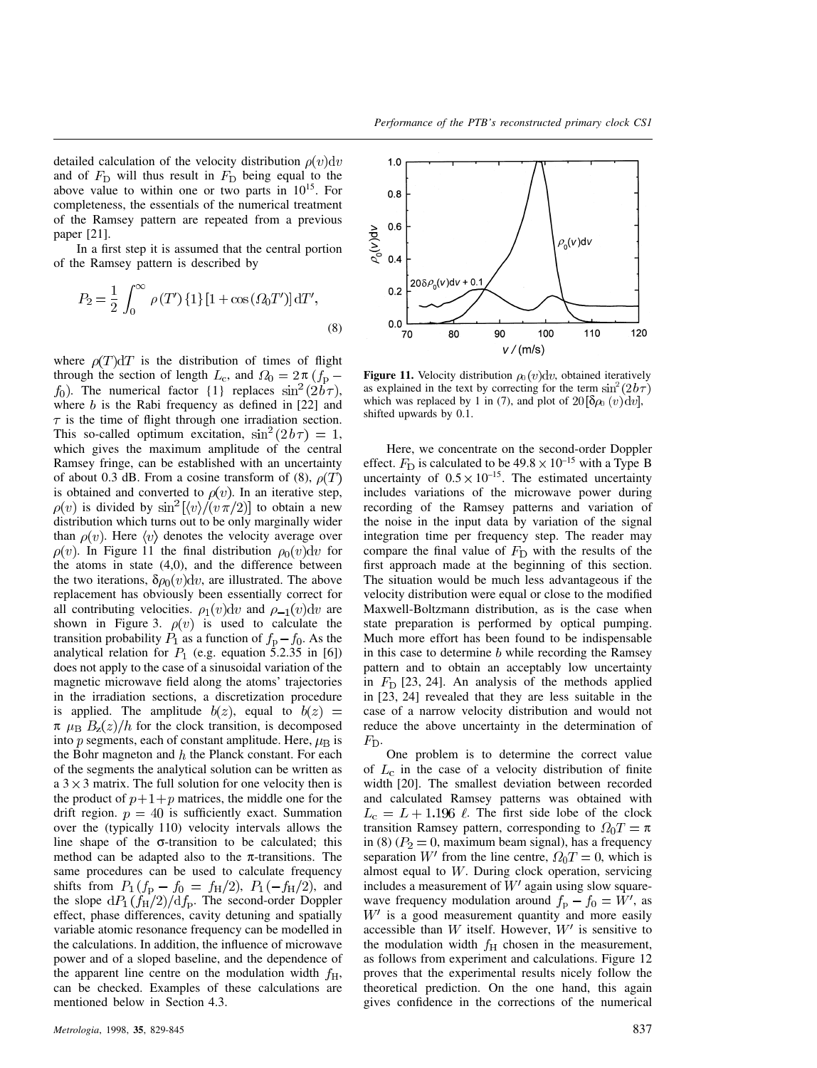detailed calculation of the velocity distribution $\rho(v)\mathrm{d}v$ and of $F_\mathrm{D}$ will thus result in $F_\mathrm{D}$ being equal to the above value to within one or two parts in $10^{15}$. For completeness, the essentials of the numerical treatment of the Ramsey pattern are repeated from a previous paper [21].

In a first step it is assumed that the central portion of the Ramsey pattern is described by

$$P_2 = \frac{1}{2}\int_0^\infty \rho(T')\{1\}[1+\cos(\Omega_0 T')]\,\mathrm{d}T', \tag{8}$$

where $\rho(T)\mathrm{d}T$ is the distribution of times of flight through the section of length $L_\mathrm{c}$, and $\Omega_0 = 2\pi(f_\mathrm{p} - f_0)$. The numerical factor $\{1\}$ replaces $\sin^2(2b\tau)$, where $b$ is the Rabi frequency as defined in [22] and $\tau$ is the time of flight through one irradiation section. This so-called optimum excitation, $\sin^2(2b\tau) = 1$, which gives the maximum amplitude of the central Ramsey fringe, can be established with an uncertainty of about 0.3 dB. From a cosine transform of (8), $\rho(T)$ is obtained and converted to $\rho(v)$. In an iterative step, $\rho(v)$ is divided by $\sin^2[\langle v\rangle/(v\pi/2)]$ to obtain a new distribution which turns out to be only marginally wider than $\rho(v)$. Here $\langle v\rangle$ denotes the velocity average over $\rho(v)$. In Figure 11 the final distribution $\rho_0(v)\mathrm{d}v$ for the atoms in state (4,0), and the difference between the two iterations, $\delta\rho_0(v)\mathrm{d}v$, are illustrated. The above replacement has obviously been essentially correct for all contributing velocities. $\rho_1(v)\mathrm{d}v$ and $\rho_{-1}(v)\mathrm{d}v$ are shown in Figure 3. $\rho(v)$ is used to calculate the transition probability $P_1$ as a function of $f_\mathrm{p} - f_0$. As the analytical relation for $P_1$ (e.g. equation 5.2.35 in [6]) does not apply to the case of a sinusoidal variation of the magnetic microwave field along the atoms' trajectories in the irradiation sections, a discretization procedure is applied. The amplitude $b(z)$, equal to $b(z) = \pi\,\mu_\mathrm{B}\,B_z(z)/h$ for the clock transition, is decomposed into $p$ segments, each of constant amplitude. Here, $\mu_\mathrm{B}$ is the Bohr magneton and $h$ the Planck constant. For each of the segments the analytical solution can be written as a $3\times 3$ matrix. The full solution for one velocity then is the product of $p+1+p$ matrices, the middle one for the drift region. $p = 40$ is sufficiently exact. Summation over the (typically 110) velocity intervals allows the line shape of the σ-transition to be calculated; this method can be adapted also to the π-transitions. The same procedures can be used to calculate frequency shifts from $P_1(f_\mathrm{p} - f_0 = f_\mathrm{H}/2)$, $P_1(-f_\mathrm{H}/2)$, and the slope $\mathrm{d}P_1(f_\mathrm{H}/2)/\mathrm{d}f_\mathrm{p}$. The second-order Doppler effect, phase differences, cavity detuning and spatially variable atomic resonance frequency can be modelled in the calculations. In addition, the influence of microwave power and of a sloped baseline, and the dependence of the apparent line centre on the modulation width $f_\mathrm{H}$, can be checked. Examples of these calculations are mentioned below in Section 4.3.

**Figure 11.** Velocity distribution $\rho_0(v)\mathrm{d}v$, obtained iteratively as explained in the text by correcting for the term $\sin^2(2b\tau)$ which was replaced by 1 in (7), and plot of $20[\delta\rho_0(v)\mathrm{d}v]$, shifted upwards by 0.1.

Here, we concentrate on the second-order Doppler effect. $F_\mathrm{D}$ is calculated to be $49.8\times 10^{-15}$ with a Type B uncertainty of $0.5\times 10^{-15}$. The estimated uncertainty includes variations of the microwave power during recording of the Ramsey patterns and variation of the noise in the input data by variation of the signal integration time per frequency step. The reader may compare the final value of $F_\mathrm{D}$ with the results of the first approach made at the beginning of this section. The situation would be much less advantageous if the velocity distribution were equal or close to the modified Maxwell-Boltzmann distribution, as is the case when state preparation is performed by optical pumping. Much more effort has been found to be indispensable in this case to determine $b$ while recording the Ramsey pattern and to obtain an acceptably low uncertainty in $F_\mathrm{D}$ [23, 24]. An analysis of the methods applied in [23, 24] revealed that they are less suitable in the case of a narrow velocity distribution and would not reduce the above uncertainty in the determination of $F_\mathrm{D}$.

One problem is to determine the correct value of $L_\mathrm{c}$ in the case of a velocity distribution of finite width [20]. The smallest deviation between recorded and calculated Ramsey patterns was obtained with $L_\mathrm{c} = L + 1.196\ \ell$. The first side lobe of the clock transition Ramsey pattern, corresponding to $\Omega_0 T = \pi$ in (8) ($P_2 = 0$, maximum beam signal), has a frequency separation $W'$ from the line centre, $\Omega_0 T = 0$, which is almost equal to $W$. During clock operation, servicing includes a measurement of $W'$ again using slow square-wave frequency modulation around $f_\mathrm{p} - f_0 = W'$, as $W'$ is a good measurement quantity and more easily accessible than $W$ itself. However, $W'$ is sensitive to the modulation width $f_\mathrm{H}$ chosen in the measurement, as follows from experiment and calculations. Figure 12 proves that the experimental results nicely follow the theoretical prediction. On the one hand, this again gives confidence in the corrections of the numerical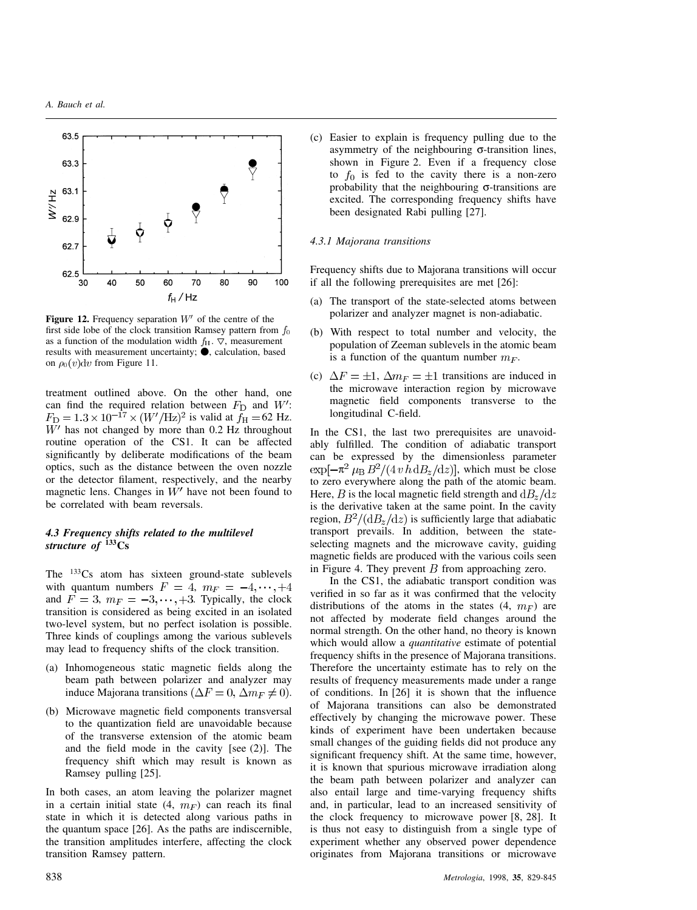Figure 12. Frequency separation $W'$ of the centre of the first side lobe of the clock transition Ramsey pattern from $f_0$ as a function of the modulation width $f_H$. ▽, measurement results with measurement uncertainty; ●, calculation, based on $\rho_0(v)\mathrm{d}v$ from Figure 11.

treatment outlined above. On the other hand, one can find the required relation between $F_D$ and $W'$: $F_D = 1.3 \times 10^{-17} \times (W'/\mathrm{Hz})^2$ is valid at $f_H = 62$ Hz. $W'$ has not changed by more than 0.2 Hz throughout routine operation of the CS1. It can be affected significantly by deliberate modifications of the beam optics, such as the distance between the oven nozzle or the detector filament, respectively, and the nearby magnetic lens. Changes in $W'$ have not been found to be correlated with beam reversals.

### 4.3 Frequency shifts related to the multilevel structure of $^{133}$Cs

The $^{133}$Cs atom has sixteen ground-state sublevels with quantum numbers $F = 4$, $m_F = -4, \cdots, +4$ and $F = 3$, $m_F = -3, \cdots, +3$. Typically, the clock transition is considered as being excited in an isolated two-level system, but no perfect isolation is possible. Three kinds of couplings among the various sublevels may lead to frequency shifts of the clock transition.

(a) Inhomogeneous static magnetic fields along the beam path between polarizer and analyzer may induce Majorana transitions ($\Delta F = 0$, $\Delta m_F \neq 0$).

(b) Microwave magnetic field components transversal to the quantization field are unavoidable because of the transverse extension of the atomic beam and the field mode in the cavity [see (2)]. The frequency shift which may result is known as Ramsey pulling [25].

In both cases, an atom leaving the polarizer magnet in a certain initial state (4, $m_F$) can reach its final state in which it is detected along various paths in the quantum space [26]. As the paths are indiscernible, the transition amplitudes interfere, affecting the clock transition Ramsey pattern.

(c) Easier to explain is frequency pulling due to the asymmetry of the neighbouring σ-transition lines, shown in Figure 2. Even if a frequency close to $f_0$ is fed to the cavity there is a non-zero probability that the neighbouring σ-transitions are excited. The corresponding frequency shifts have been designated Rabi pulling [27].

#### 4.3.1 Majorana transitions

Frequency shifts due to Majorana transitions will occur if all the following prerequisites are met [26]:

(a) The transport of the state-selected atoms between polarizer and analyzer magnet is non-adiabatic.

(b) With respect to total number and velocity, the population of Zeeman sublevels in the atomic beam is a function of the quantum number $m_F$.

(c) $\Delta F = \pm 1$, $\Delta m_F = \pm 1$ transitions are induced in the microwave interaction region by microwave magnetic field components transverse to the longitudinal C-field.

In the CS1, the last two prerequisites are unavoidably fulfilled. The condition of adiabatic transport can be expressed by the dimensionless parameter $\exp[-\pi^2 \mu_B B^2/(4\, v\, h\, \mathrm{d}B_z/\mathrm{d}z)]$, which must be close to zero everywhere along the path of the atomic beam. Here, $B$ is the local magnetic field strength and $\mathrm{d}B_z/\mathrm{d}z$ is the derivative taken at the same point. In the cavity region, $B^2/(\mathrm{d}B_z/\mathrm{d}z)$ is sufficiently large that adiabatic transport prevails. In addition, between the state-selecting magnets and the microwave cavity, guiding magnetic fields are produced with the various coils seen in Figure 4. They prevent $B$ from approaching zero.

In the CS1, the adiabatic transport condition was verified in so far as it was confirmed that the velocity distributions of the atoms in the states (4, $m_F$) are not affected by moderate field changes around the normal strength. On the other hand, no theory is known which would allow a *quantitative* estimate of potential frequency shifts in the presence of Majorana transitions. Therefore the uncertainty estimate has to rely on the results of frequency measurements made under a range of conditions. In [26] it is shown that the influence of Majorana transitions can also be demonstrated effectively by changing the microwave power. These kinds of experiment have been undertaken because small changes of the guiding fields did not produce any significant frequency shift. At the same time, however, it is known that spurious microwave irradiation along the beam path between polarizer and analyzer can also entail large and time-varying frequency shifts and, in particular, lead to an increased sensitivity of the clock frequency to microwave power [8, 28]. It is thus not easy to distinguish from a single type of experiment whether any observed power dependence originates from Majorana transitions or microwave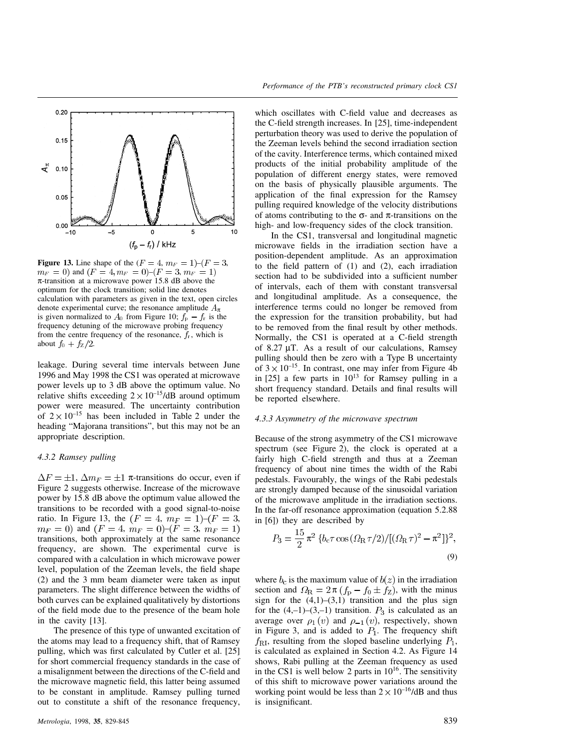**Figure 13.** Line shape of the $(F = 4, m_F = 1)$–$(F = 3, m_F = 0)$ and $(F = 4, m_F = 0)$–$(F = 3, m_F = 1)$ π-transition at a microwave power 15.8 dB above the optimum for the clock transition; solid line denotes calculation with parameters as given in the text, open circles denote experimental curve; the resonance amplitude $A_\pi$ is given normalized to $A_0$ from Figure 10; $f_p - f_r$ is the frequency detuning of the microwave probing frequency from the centre frequency of the resonance, $f_r$, which is about $f_0 + f_Z/2$.

leakage. During several time intervals between June 1996 and May 1998 the CS1 was operated at microwave power levels up to 3 dB above the optimum value. No relative shifts exceeding $2 \times 10^{-15}$/dB around optimum power were measured. The uncertainty contribution of $2 \times 10^{-15}$ has been included in Table 2 under the heading "Majorana transitions", but this may not be an appropriate description.

#### 4.3.2 Ramsey pulling

$\Delta F = \pm 1$, $\Delta m_F = \pm 1$ π-transitions do occur, even if Figure 2 suggests otherwise. Increase of the microwave power by 15.8 dB above the optimum value allowed the transitions to be recorded with a good signal-to-noise ratio. In Figure 13, the $(F = 4, m_F = 1)$–$(F = 3, m_F = 0)$ and $(F = 4, m_F = 0)$–$(F = 3, m_F = 1)$ transitions, both approximately at the same resonance frequency, are shown. The experimental curve is compared with a calculation in which microwave power level, population of the Zeeman levels, the field shape (2) and the 3 mm beam diameter were taken as input parameters. The slight difference between the widths of both curves can be explained qualitatively by distortions of the field mode due to the presence of the beam hole in the cavity [13].

The presence of this type of unwanted excitation of the atoms may lead to a frequency shift, that of Ramsey pulling, which was first calculated by Cutler et al. [25] for short commercial frequency standards in the case of a misalignment between the directions of the C-field and the microwave magnetic field, this latter being assumed to be constant in amplitude. Ramsey pulling turned out to constitute a shift of the resonance frequency, which oscillates with C-field value and decreases as the C-field strength increases. In [25], time-independent perturbation theory was used to derive the population of the Zeeman levels behind the second irradiation section of the cavity. Interference terms, which contained mixed products of the initial probability amplitude of the population of different energy states, were removed on the basis of physically plausible arguments. The application of the final expression for the Ramsey pulling required knowledge of the velocity distributions of atoms contributing to the σ- and π-transitions on the high- and low-frequency sides of the clock transition.

In the CS1, transversal and longitudinal magnetic microwave fields in the irradiation section have a position-dependent amplitude. As an approximation to the field pattern of (1) and (2), each irradiation section had to be subdivided into a sufficient number of intervals, each of them with constant transversal and longitudinal amplitude. As a consequence, the interference terms could no longer be removed from the expression for the transition probability, but had to be removed from the final result by other methods. Normally, the CS1 is operated at a C-field strength of 8.27 μT. As a result of our calculations, Ramsey pulling should then be zero with a Type B uncertainty of $3 \times 10^{-15}$. In contrast, one may infer from Figure 4b in [25] a few parts in $10^{13}$ for Ramsey pulling in a short frequency standard. Details and final results will be reported elsewhere.

#### 4.3.3 Asymmetry of the microwave spectrum

Because of the strong asymmetry of the CS1 microwave spectrum (see Figure 2), the clock is operated at a fairly high C-field strength and thus at a Zeeman frequency of about nine times the width of the Rabi pedestals. Favourably, the wings of the Rabi pedestals are strongly damped because of the sinusoidal variation of the microwave amplitude in the irradiation sections. In the far-off resonance approximation (equation 5.2.88 in [6]) they are described by

$$P_3 = \frac{15}{2}\pi^2 \{b_c \tau \cos(\Omega_R \tau/2)/[(\Omega_R \tau)^2 - \pi^2]\}^2, \tag{9}$$

where $b_c$ is the maximum value of $b(z)$ in the irradiation section and $\Omega_R = 2\pi(f_p - f_0 \pm f_Z)$, with the minus sign for the (4,1)–(3,1) transition and the plus sign for the (4,–1)–(3,–1) transition. $P_3$ is calculated as an average over $\rho_1(v)$ and $\rho_{-1}(v)$, respectively, shown in Figure 3, and is added to $P_1$. The frequency shift $f_{RI}$, resulting from the sloped baseline underlying $P_1$, is calculated as explained in Section 4.2. As Figure 14 shows, Rabi pulling at the Zeeman frequency as used in the CS1 is well below 2 parts in $10^{16}$. The sensitivity of this shift to microwave power variations around the working point would be less than $2 \times 10^{-16}$/dB and thus is insignificant.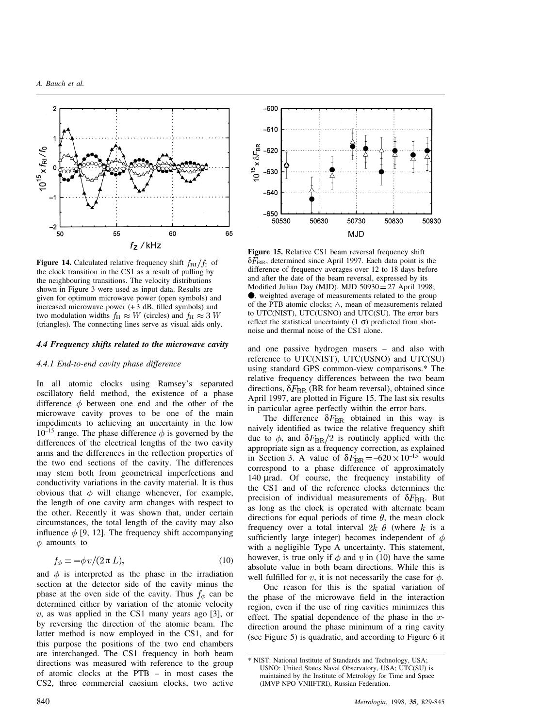**Figure 14.** Calculated relative frequency shift $f_{\rm RI}/f_0$ of the clock transition in the CS1 as a result of pulling by the neighbouring transitions. The velocity distributions shown in Figure 3 were used as input data. Results are given for optimum microwave power (open symbols) and increased microwave power (+3 dB, filled symbols) and two modulation widths $f_{\rm H} \approx W$ (circles) and $f_{\rm H} \approx 3\,W$ (triangles). The connecting lines serve as visual aids only.

**Figure 15.** Relative CS1 beam reversal frequency shift $\delta F_{\rm BR}$, determined since April 1997. Each data point is the difference of frequency averages over 12 to 18 days before and after the date of the beam reversal, expressed by its Modified Julian Day (MJD). MJD 50930 = 27 April 1998; ●, weighted average of measurements related to the group of the PTB atomic clocks; △, mean of measurements related to UTC(NIST), UTC(USNO) and UTC(SU). The error bars reflect the statistical uncertainty (1 σ) predicted from shot-noise and thermal noise of the CS1 alone.

### 4.4 Frequency shifts related to the microwave cavity

#### 4.4.1 End-to-end cavity phase difference

In all atomic clocks using Ramsey's separated oscillatory field method, the existence of a phase difference $\phi$ between one end and the other of the microwave cavity proves to be one of the main impediments to achieving an uncertainty in the low $10^{-15}$ range. The phase difference $\phi$ is governed by the differences of the electrical lengths of the two cavity arms and the differences in the reflection properties of the two end sections of the cavity. The differences may stem both from geometrical imperfections and conductivity variations in the cavity material. It is thus obvious that $\phi$ will change whenever, for example, the length of one cavity arm changes with respect to the other. Recently it was shown that, under certain circumstances, the total length of the cavity may also influence $\phi$ [9, 12]. The frequency shift accompanying $\phi$ amounts to

$$f_\phi = -\phi\, v/(2\pi\, L), \tag{10}$$

and $\phi$ is interpreted as the phase in the irradiation section at the detector side of the cavity minus the phase at the oven side of the cavity. Thus $f_\phi$ can be determined either by variation of the atomic velocity $v$, as was applied in the CS1 many years ago [3], or by reversing the direction of the atomic beam. The latter method is now employed in the CS1, and for this purpose the positions of the two end chambers are interchanged. The CS1 frequency in both beam directions was measured with reference to the group of atomic clocks at the PTB – in most cases the CS2, three commercial caesium clocks, two active and one passive hydrogen masers – and also with reference to UTC(NIST), UTC(USNO) and UTC(SU) using standard GPS common-view comparisons.* The relative frequency differences between the two beam directions, $\delta F_{\rm BR}$ (BR for beam reversal), obtained since April 1997, are plotted in Figure 15. The last six results in particular agree perfectly within the error bars.

The difference $\delta F_{\rm BR}$ obtained in this way is naively identified as twice the relative frequency shift due to $\phi$, and $\delta F_{\rm BR}/2$ is routinely applied with the appropriate sign as a frequency correction, as explained in Section 3. A value of $\delta F_{\rm BR} = -620 \times 10^{-15}$ would correspond to a phase difference of approximately 140 µrad. Of course, the frequency instability of the CS1 and of the reference clocks determines the precision of individual measurements of $\delta F_{\rm BR}$. But as long as the clock is operated with alternate beam directions for equal periods of time $\theta$, the mean clock frequency over a total interval $2k\ \theta$ (where $k$ is a sufficiently large integer) becomes independent of $\phi$ with a negligible Type A uncertainty. This statement, however, is true only if $\phi$ and $v$ in (10) have the same absolute value in both beam directions. While this is well fulfilled for $v$, it is not necessarily the case for $\phi$.

One reason for this is the spatial variation of the phase of the microwave field in the interaction region, even if the use of ring cavities minimizes this effect. The spatial dependence of the phase in the $x$-direction around the phase minimum of a ring cavity (see Figure 5) is quadratic, and according to Figure 6 it

\* NIST: National Institute of Standards and Technology, USA; USNO: United States Naval Observatory, USA; UTC(SU) is maintained by the Institute of Metrology for Time and Space (IMVP NPO VNIIFTRI), Russian Federation.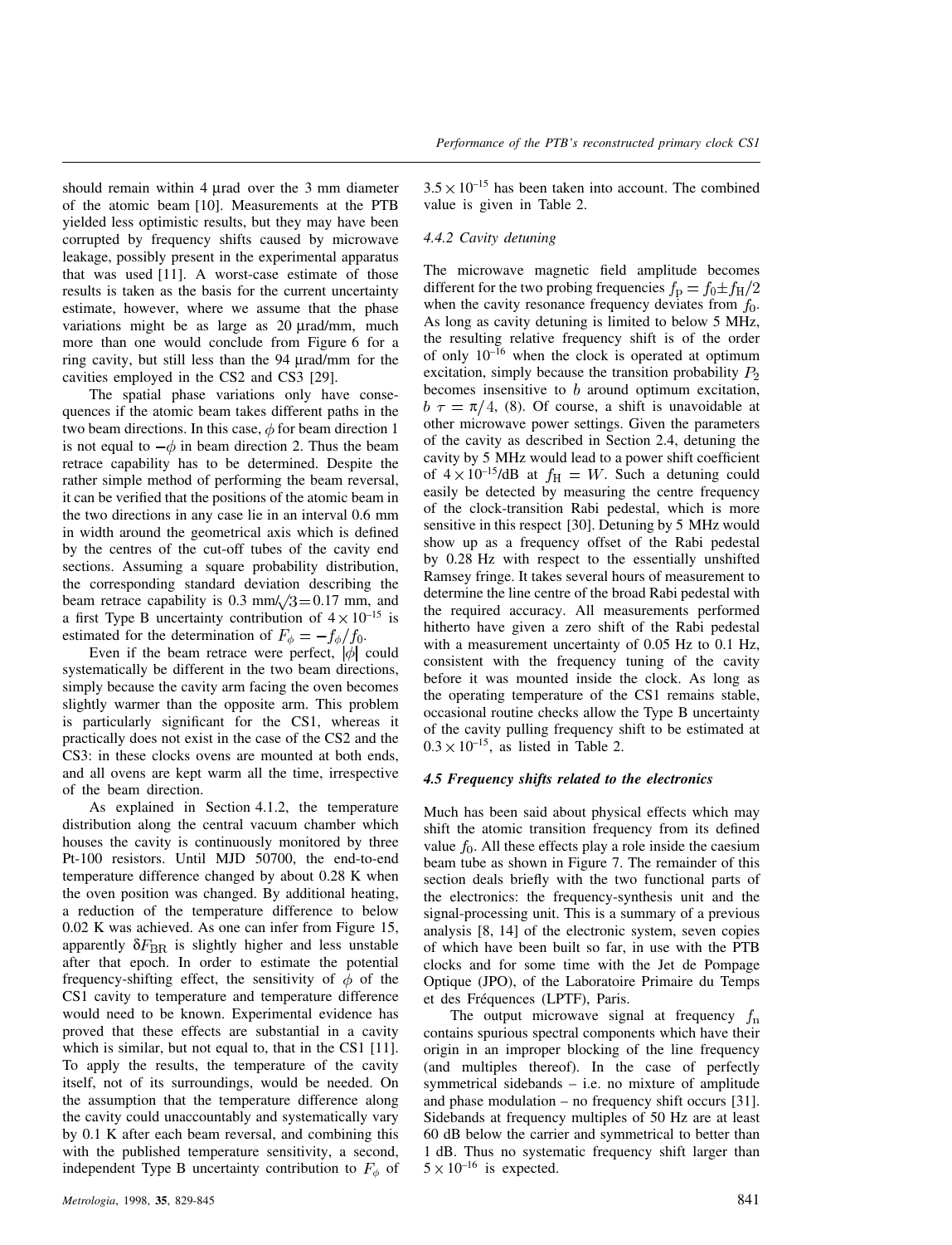should remain within 4 μrad over the 3 mm diameter of the atomic beam [10]. Measurements at the PTB yielded less optimistic results, but they may have been corrupted by frequency shifts caused by microwave leakage, possibly present in the experimental apparatus that was used [11]. A worst-case estimate of those results is taken as the basis for the current uncertainty estimate, however, where we assume that the phase variations might be as large as 20 μrad/mm, much more than one would conclude from Figure 6 for a ring cavity, but still less than the 94 μrad/mm for the cavities employed in the CS2 and CS3 [29].

The spatial phase variations only have consequences if the atomic beam takes different paths in the two beam directions. In this case, $\phi$ for beam direction 1 is not equal to $-\phi$ in beam direction 2. Thus the beam retrace capability has to be determined. Despite the rather simple method of performing the beam reversal, it can be verified that the positions of the atomic beam in the two directions in any case lie in an interval 0.6 mm in width around the geometrical axis which is defined by the centres of the cut-off tubes of the cavity end sections. Assuming a square probability distribution, the corresponding standard deviation describing the beam retrace capability is $0.3\ \text{mm}/\sqrt{3} = 0.17$ mm, and a first Type B uncertainty contribution of $4 \times 10^{-15}$ is estimated for the determination of $F_\phi = -f_\phi/f_0$.

Even if the beam retrace were perfect, $|\phi|$ could systematically be different in the two beam directions, simply because the cavity arm facing the oven becomes slightly warmer than the opposite arm. This problem is particularly significant for the CS1, whereas it practically does not exist in the case of the CS2 and the CS3: in these clocks ovens are mounted at both ends, and all ovens are kept warm all the time, irrespective of the beam direction.

As explained in Section 4.1.2, the temperature distribution along the central vacuum chamber which houses the cavity is continuously monitored by three Pt-100 resistors. Until MJD 50700, the end-to-end temperature difference changed by about 0.28 K when the oven position was changed. By additional heating, a reduction of the temperature difference to below 0.02 K was achieved. As one can infer from Figure 15, apparently $\delta F_{\text{BR}}$ is slightly higher and less unstable after that epoch. In order to estimate the potential frequency-shifting effect, the sensitivity of $\phi$ of the CS1 cavity to temperature and temperature difference would need to be known. Experimental evidence has proved that these effects are substantial in a cavity which is similar, but not equal to, that in the CS1 [11]. To apply the results, the temperature of the cavity itself, not of its surroundings, would be needed. On the assumption that the temperature difference along the cavity could unaccountably and systematically vary by 0.1 K after each beam reversal, and combining this with the published temperature sensitivity, a second, independent Type B uncertainty contribution to $F_\phi$ of $3.5 \times 10^{-15}$ has been taken into account. The combined value is given in Table 2.

#### 4.4.2 Cavity detuning

The microwave magnetic field amplitude becomes different for the two probing frequencies $f_{\text{P}} = f_0 \pm f_{\text{H}}/2$ when the cavity resonance frequency deviates from $f_0$. As long as cavity detuning is limited to below 5 MHz, the resulting relative frequency shift is of the order of only $10^{-16}$ when the clock is operated at optimum excitation, simply because the transition probability $P_2$ becomes insensitive to $b$ around optimum excitation, $b\ \tau = \pi/4$, (8). Of course, a shift is unavoidable at other microwave power settings. Given the parameters of the cavity as described in Section 2.4, detuning the cavity by 5 MHz would lead to a power shift coefficient of $4 \times 10^{-15}$/dB at $f_{\text{H}} = W$. Such a detuning could easily be detected by measuring the centre frequency of the clock-transition Rabi pedestal, which is more sensitive in this respect [30]. Detuning by 5 MHz would show up as a frequency offset of the Rabi pedestal by 0.28 Hz with respect to the essentially unshifted Ramsey fringe. It takes several hours of measurement to determine the line centre of the broad Rabi pedestal with the required accuracy. All measurements performed hitherto have given a zero shift of the Rabi pedestal with a measurement uncertainty of 0.05 Hz to 0.1 Hz, consistent with the frequency tuning of the cavity before it was mounted inside the clock. As long as the operating temperature of the CS1 remains stable, occasional routine checks allow the Type B uncertainty of the cavity pulling frequency shift to be estimated at $0.3 \times 10^{-15}$, as listed in Table 2.

### 4.5 Frequency shifts related to the electronics

Much has been said about physical effects which may shift the atomic transition frequency from its defined value $f_0$. All these effects play a role inside the caesium beam tube as shown in Figure 7. The remainder of this section deals briefly with the two functional parts of the electronics: the frequency-synthesis unit and the signal-processing unit. This is a summary of a previous analysis [8, 14] of the electronic system, seven copies of which have been built so far, in use with the PTB clocks and for some time with the Jet de Pompage Optique (JPO), of the Laboratoire Primaire du Temps et des Fréquences (LPTF), Paris.

The output microwave signal at frequency $f_{\text{n}}$ contains spurious spectral components which have their origin in an improper blocking of the line frequency (and multiples thereof). In the case of perfectly symmetrical sidebands – i.e. no mixture of amplitude and phase modulation – no frequency shift occurs [31]. Sidebands at frequency multiples of 50 Hz are at least 60 dB below the carrier and symmetrical to better than 1 dB. Thus no systematic frequency shift larger than $5 \times 10^{-16}$ is expected.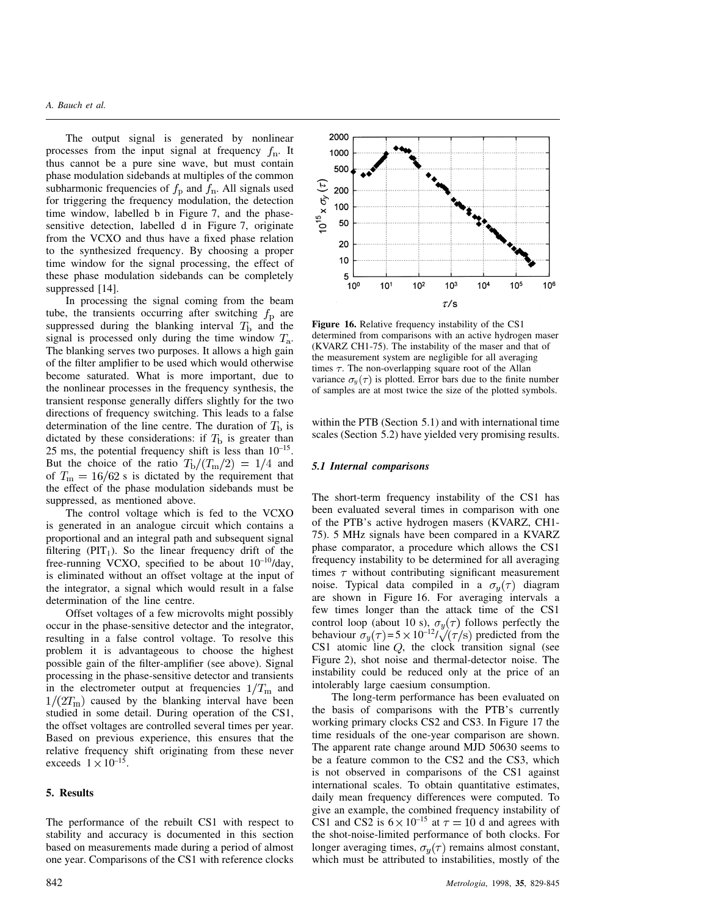The output signal is generated by nonlinear processes from the input signal at frequency $f_n$. It thus cannot be a pure sine wave, but must contain phase modulation sidebands at multiples of the common subharmonic frequencies of $f_p$ and $f_n$. All signals used for triggering the frequency modulation, the detection time window, labelled b in Figure 7, and the phase-sensitive detection, labelled d in Figure 7, originate from the VCXO and thus have a fixed phase relation to the synthesized frequency. By choosing a proper time window for the signal processing, the effect of these phase modulation sidebands can be completely suppressed [14].

In processing the signal coming from the beam tube, the transients occurring after switching $f_p$ are suppressed during the blanking interval $T_b$ and the signal is processed only during the time window $T_a$. The blanking serves two purposes. It allows a high gain of the filter amplifier to be used which would otherwise become saturated. What is more important, due to the nonlinear processes in the frequency synthesis, the transient response generally differs slightly for the two directions of frequency switching. This leads to a false determination of the line centre. The duration of $T_b$ is dictated by these considerations: if $T_b$ is greater than 25 ms, the potential frequency shift is less than $10^{-15}$. But the choice of the ratio $T_b/(T_m/2) = 1/4$ and of $T_m = 16/62$ s is dictated by the requirement that the effect of the phase modulation sidebands must be suppressed, as mentioned above.

The control voltage which is fed to the VCXO is generated in an analogue circuit which contains a proportional and an integral path and subsequent signal filtering ($PIT_1$). So the linear frequency drift of the free-running VCXO, specified to be about $10^{-10}$/day, is eliminated without an offset voltage at the input of the integrator, a signal which would result in a false determination of the line centre.

Offset voltages of a few microvolts might possibly occur in the phase-sensitive detector and the integrator, resulting in a false control voltage. To resolve this problem it is advantageous to choose the highest possible gain of the filter-amplifier (see above). Signal processing in the phase-sensitive detector and transients in the electrometer output at frequencies $1/T_m$ and $1/(2T_m)$ caused by the blanking interval have been studied in some detail. During operation of the CS1, the offset voltages are controlled several times per year. Based on previous experience, this ensures that the relative frequency shift originating from these never exceeds $1 \times 10^{-15}$.

## 5. Results

The performance of the rebuilt CS1 with respect to stability and accuracy is documented in this section based on measurements made during a period of almost one year. Comparisons of the CS1 with reference clocks within the PTB (Section 5.1) and with international time scales (Section 5.2) have yielded very promising results.

**Figure 16.** Relative frequency instability of the CS1 determined from comparisons with an active hydrogen maser (KVARZ CH1-75). The instability of the maser and that of the measurement system are negligible for all averaging times $\tau$. The non-overlapping square root of the Allan variance $\sigma_y(\tau)$ is plotted. Error bars due to the finite number of samples are at most twice the size of the plotted symbols.

### *5.1 Internal comparisons*

The short-term frequency instability of the CS1 has been evaluated several times in comparison with one of the PTB's active hydrogen masers (KVARZ, CH1-75). 5 MHz signals have been compared in a KVARZ phase comparator, a procedure which allows the CS1 frequency instability to be determined for all averaging times $\tau$ without contributing significant measurement noise. Typical data compiled in a $\sigma_y(\tau)$ diagram are shown in Figure 16. For averaging intervals a few times longer than the attack time of the CS1 control loop (about 10 s), $\sigma_y(\tau)$ follows perfectly the behaviour $\sigma_y(\tau) = 5 \times 10^{-12}/\sqrt{(\tau/\mathrm{s})}$ predicted from the CS1 atomic line $Q$, the clock transition signal (see Figure 2), shot noise and thermal-detector noise. The instability could be reduced only at the price of an intolerably large caesium consumption.

The long-term performance has been evaluated on the basis of comparisons with the PTB's currently working primary clocks CS2 and CS3. In Figure 17 the time residuals of the one-year comparison are shown. The apparent rate change around MJD 50630 seems to be a feature common to the CS2 and the CS3, which is not observed in comparisons of the CS1 against international scales. To obtain quantitative estimates, daily mean frequency differences were computed. To give an example, the combined frequency instability of CS1 and CS2 is $6 \times 10^{-15}$ at $\tau = 10$ d and agrees with the shot-noise-limited performance of both clocks. For longer averaging times, $\sigma_y(\tau)$ remains almost constant, which must be attributed to instabilities, mostly of the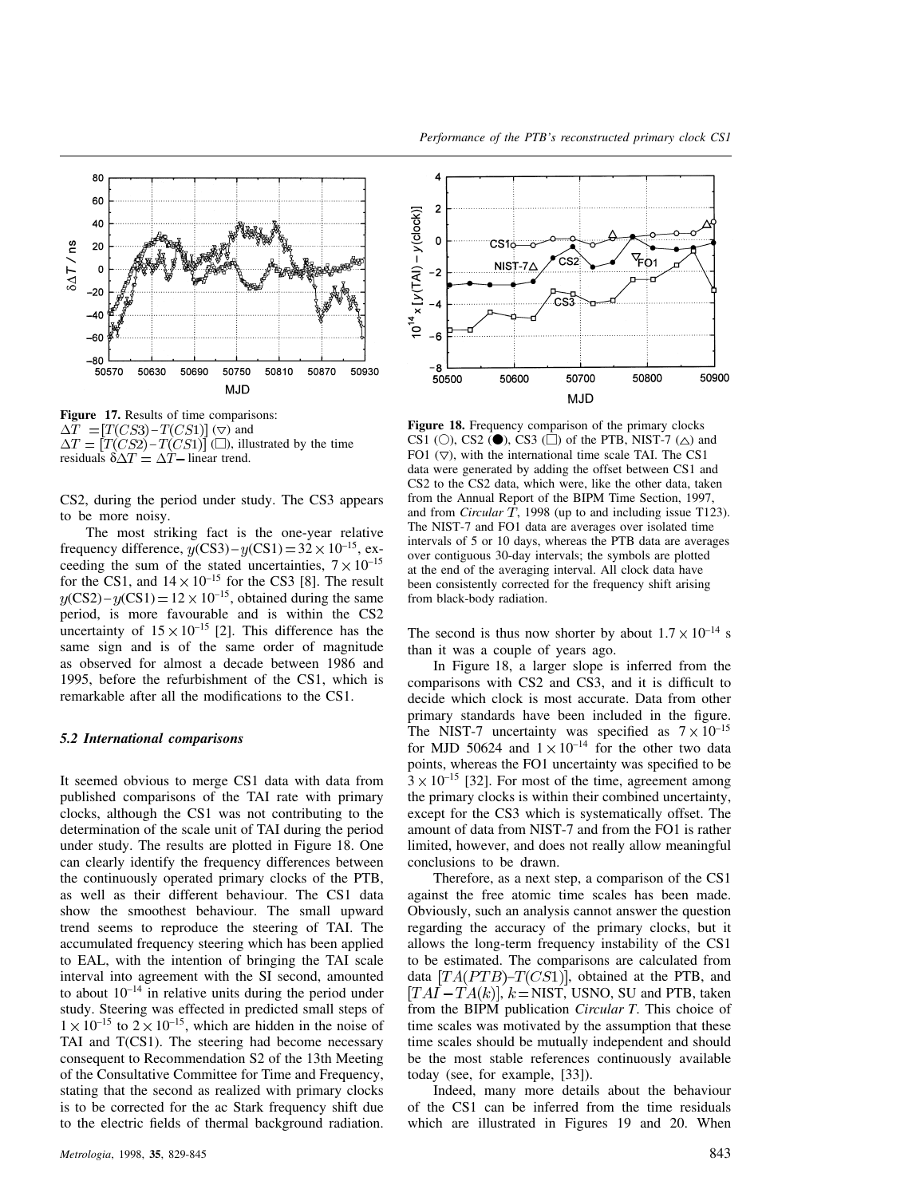**Figure 17.** Results of time comparisons: $\Delta T = [T(CS3) - T(CS1)]$ ($\nabla$) and $\Delta T = [T(CS2) - T(CS1)]$ ($\square$), illustrated by the time residuals $\delta\Delta T = \Delta T -$ linear trend.

CS2, during the period under study. The CS3 appears to be more noisy.

The most striking fact is the one-year relative frequency difference, $y(\text{CS3}) - y(\text{CS1}) = 32 \times 10^{-15}$, exceeding the sum of the stated uncertainties, $7 \times 10^{-15}$ for the CS1, and $14 \times 10^{-15}$ for the CS3 [8]. The result $y(\text{CS2}) - y(\text{CS1}) = 12 \times 10^{-15}$, obtained during the same period, is more favourable and is within the CS2 uncertainty of $15 \times 10^{-15}$ [2]. This difference has the same sign and is of the same order of magnitude as observed for almost a decade between 1986 and 1995, before the refurbishment of the CS1, which is remarkable after all the modifications to the CS1.

### *5.2 International comparisons*

It seemed obvious to merge CS1 data with data from published comparisons of the TAI rate with primary clocks, although the CS1 was not contributing to the determination of the scale unit of TAI during the period under study. The results are plotted in Figure 18. One can clearly identify the frequency differences between the continuously operated primary clocks of the PTB, as well as their different behaviour. The CS1 data show the smoothest behaviour. The small upward trend seems to reproduce the steering of TAI. The accumulated frequency steering which has been applied to EAL, with the intention of bringing the TAI scale interval into agreement with the SI second, amounted to about $10^{-14}$ in relative units during the period under study. Steering was effected in predicted small steps of $1 \times 10^{-15}$ to $2 \times 10^{-15}$, which are hidden in the noise of TAI and T(CS1). The steering had become necessary consequent to Recommendation S2 of the 13th Meeting of the Consultative Committee for Time and Frequency, stating that the second as realized with primary clocks is to be corrected for the ac Stark frequency shift due to the electric fields of thermal background radiation.

**Figure 18.** Frequency comparison of the primary clocks CS1 (○), CS2 (●), CS3 (□) of the PTB, NIST-7 (△) and FO1 ($\nabla$), with the international time scale TAI. The CS1 data were generated by adding the offset between CS1 and CS2 to the CS2 data, which were, like the other data, taken from the Annual Report of the BIPM Time Section, 1997, and from *Circular T*, 1998 (up to and including issue T123). The NIST-7 and FO1 data are averages over isolated time intervals of 5 or 10 days, whereas the PTB data are averages over contiguous 30-day intervals; the symbols are plotted at the end of the averaging interval. All clock data have been consistently corrected for the frequency shift arising from black-body radiation.

The second is thus now shorter by about $1.7 \times 10^{-14}$ s than it was a couple of years ago.

In Figure 18, a larger slope is inferred from the comparisons with CS2 and CS3, and it is difficult to decide which clock is most accurate. Data from other primary standards have been included in the figure. The NIST-7 uncertainty was specified as $7 \times 10^{-15}$ for MJD 50624 and $1 \times 10^{-14}$ for the other two data points, whereas the FO1 uncertainty was specified to be $3 \times 10^{-15}$ [32]. For most of the time, agreement among the primary clocks is within their combined uncertainty, except for the CS3 which is systematically offset. The amount of data from NIST-7 and from the FO1 is rather limited, however, and does not really allow meaningful conclusions to be drawn.

Therefore, as a next step, a comparison of the CS1 against the free atomic time scales has been made. Obviously, such an analysis cannot answer the question regarding the accuracy of the primary clocks, but it allows the long-term frequency instability of the CS1 to be estimated. The comparisons are calculated from data $[TA(PTB) - T(CS1)]$, obtained at the PTB, and $[TAI - TA(k)]$, $k =$ NIST, USNO, SU and PTB, taken from the BIPM publication *Circular T*. This choice of time scales was motivated by the assumption that these time scales should be mutually independent and should be the most stable references continuously available today (see, for example, [33]).

Indeed, many more details about the behaviour of the CS1 can be inferred from the time residuals which are illustrated in Figures 19 and 20. When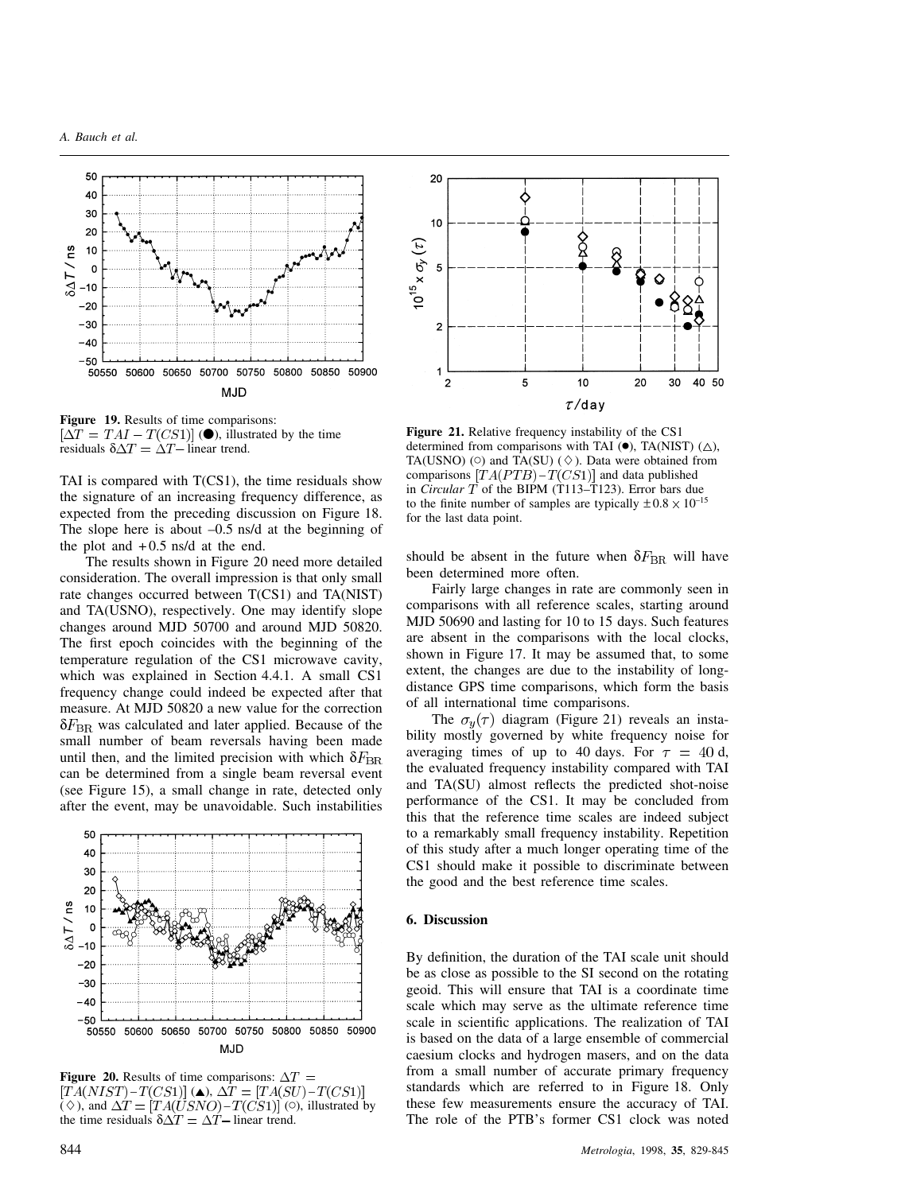**Figure 19.** Results of time comparisons: $[\Delta T = TAI - T(CS1)]$ (●), illustrated by the time residuals $\delta\Delta T = \Delta T -$ linear trend.

TAI is compared with T(CS1), the time residuals show the signature of an increasing frequency difference, as expected from the preceding discussion on Figure 18. The slope here is about –0.5 ns/d at the beginning of the plot and +0.5 ns/d at the end.

The results shown in Figure 20 need more detailed consideration. The overall impression is that only small rate changes occurred between T(CS1) and TA(NIST) and TA(USNO), respectively. One may identify slope changes around MJD 50700 and around MJD 50820. The first epoch coincides with the beginning of the temperature regulation of the CS1 microwave cavity, which was explained in Section 4.4.1. A small CS1 frequency change could indeed be expected after that measure. At MJD 50820 a new value for the correction $\delta F_{\mathrm{BR}}$ was calculated and later applied. Because of the small number of beam reversals having been made until then, and the limited precision with which $\delta F_{\mathrm{BR}}$ can be determined from a single beam reversal event (see Figure 15), a small change in rate, detected only after the event, may be unavoidable. Such instabilities should be absent in the future when $\delta F_{\mathrm{BR}}$ will have been determined more often.

**Figure 20.** Results of time comparisons: $\Delta T = [TA(NIST) - T(CS1)]$ (▲), $\Delta T = [TA(SU) - T(CS1)]$ (◇), and $\Delta T = [TA(USNO) - T(CS1)]$ (○), illustrated by the time residuals $\delta\Delta T = \Delta T -$ linear trend.

**Figure 21.** Relative frequency instability of the CS1 determined from comparisons with TAI (●), TA(NIST) (△), TA(USNO) (○) and TA(SU) (◇). Data were obtained from comparisons $[TA(PTB) - T(CS1)]$ and data published in *Circular T* of the BIPM (T113–T123). Error bars due to the finite number of samples are typically $\pm 0.8 \times 10^{-15}$ for the last data point.

Fairly large changes in rate are commonly seen in comparisons with all reference scales, starting around MJD 50690 and lasting for 10 to 15 days. Such features are absent in the comparisons with the local clocks, shown in Figure 17. It may be assumed that, to some extent, the changes are due to the instability of long-distance GPS time comparisons, which form the basis of all international time comparisons.

The $\sigma_y(\tau)$ diagram (Figure 21) reveals an instability mostly governed by white frequency noise for averaging times of up to 40 days. For $\tau = 40$ d, the evaluated frequency instability compared with TAI and TA(SU) almost reflects the predicted shot-noise performance of the CS1. It may be concluded from this that the reference time scales are indeed subject to a remarkably small frequency instability. Repetition of this study after a much longer operating time of the CS1 should make it possible to discriminate between the good and the best reference time scales.

## 6. Discussion

By definition, the duration of the TAI scale unit should be as close as possible to the SI second on the rotating geoid. This will ensure that TAI is a coordinate time scale which may serve as the ultimate reference time scale in scientific applications. The realization of TAI is based on the data of a large ensemble of commercial caesium clocks and hydrogen masers, and on the data from a small number of accurate primary frequency standards which are referred to in Figure 18. Only these few measurements ensure the accuracy of TAI. The role of the PTB's former CS1 clock was noted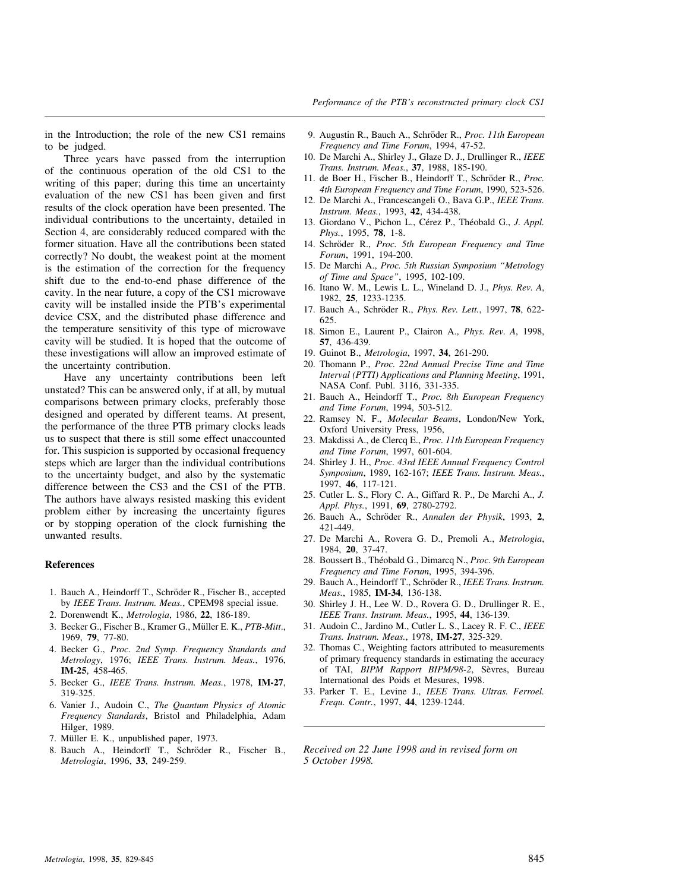in the Introduction; the role of the new CS1 remains to be judged.

Three years have passed from the interruption of the continuous operation of the old CS1 to the writing of this paper; during this time an uncertainty evaluation of the new CS1 has been given and first results of the clock operation have been presented. The individual contributions to the uncertainty, detailed in Section 4, are considerably reduced compared with the former situation. Have all the contributions been stated correctly? No doubt, the weakest point at the moment is the estimation of the correction for the frequency shift due to the end-to-end phase difference of the cavity. In the near future, a copy of the CS1 microwave cavity will be installed inside the PTB's experimental device CSX, and the distributed phase difference and the temperature sensitivity of this type of microwave cavity will be studied. It is hoped that the outcome of these investigations will allow an improved estimate of the uncertainty contribution.

Have any uncertainty contributions been left unstated? This can be answered only, if at all, by mutual comparisons between primary clocks, preferably those designed and operated by different teams. At present, the performance of the three PTB primary clocks leads us to suspect that there is still some effect unaccounted for. This suspicion is supported by occasional frequency steps which are larger than the individual contributions to the uncertainty budget, and also by the systematic difference between the CS3 and the CS1 of the PTB. The authors have always resisted masking this evident problem either by increasing the uncertainty figures or by stopping operation of the clock furnishing the unwanted results.

### References

1. Bauch A., Heindorff T., Schröder R., Fischer B., accepted by *IEEE Trans. Instrum. Meas.*, CPEM98 special issue.
2. Dorenwendt K., *Metrologia*, 1986, **22**, 186-189.
3. Becker G., Fischer B., Kramer G., Müller E. K., *PTB-Mitt.*, 1969, **79**, 77-80.
4. Becker G., *Proc. 2nd Symp. Frequency Standards and Metrology*, 1976; *IEEE Trans. Instrum. Meas.*, 1976, **IM-25**, 458-465.
5. Becker G., *IEEE Trans. Instrum. Meas.*, 1978, **IM-27**, 319-325.
6. Vanier J., Audoin C., *The Quantum Physics of Atomic Frequency Standards*, Bristol and Philadelphia, Adam Hilger, 1989.
7. Müller E. K., unpublished paper, 1973.
8. Bauch A., Heindorff T., Schröder R., Fischer B., *Metrologia*, 1996, **33**, 249-259.
9. Augustin R., Bauch A., Schröder R., *Proc. 11th European Frequency and Time Forum*, 1994, 47-52.
10. De Marchi A., Shirley J., Glaze D. J., Drullinger R., *IEEE Trans. Instrum. Meas.*, **37**, 1988, 185-190.
11. de Boer H., Fischer B., Heindorff T., Schröder R., *Proc. 4th European Frequency and Time Forum*, 1990, 523-526.
12. De Marchi A., Francescangeli O., Bava G.P., *IEEE Trans. Instrum. Meas.*, 1993, **42**, 434-438.
13. Giordano V., Pichon L., Cérez P., Théobald G., *J. Appl. Phys.*, 1995, **78**, 1-8.
14. Schröder R., *Proc. 5th European Frequency and Time Forum*, 1991, 194-200.
15. De Marchi A., *Proc. 5th Russian Symposium "Metrology of Time and Space"*, 1995, 102-109.
16. Itano W. M., Lewis L. L., Wineland D. J., *Phys. Rev. A*, 1982, **25**, 1233-1235.
17. Bauch A., Schröder R., *Phys. Rev. Lett.*, 1997, **78**, 622-625.
18. Simon E., Laurent P., Clairon A., *Phys. Rev. A*, 1998, **57**, 436-439.
19. Guinot B., *Metrologia*, 1997, **34**, 261-290.
20. Thomann P., *Proc. 22nd Annual Precise Time and Time Interval (PTTI) Applications and Planning Meeting*, 1991, NASA Conf. Publ. 3116, 331-335.
21. Bauch A., Heindorff T., *Proc. 8th European Frequency and Time Forum*, 1994, 503-512.
22. Ramsey N. F., *Molecular Beams*, London/New York, Oxford University Press, 1956,
23. Makdissi A., de Clercq E., *Proc. 11th European Frequency and Time Forum*, 1997, 601-604.
24. Shirley J. H., *Proc. 43rd IEEE Annual Frequency Control Symposium*, 1989, 162-167; *IEEE Trans. Instrum. Meas.*, 1997, **46**, 117-121.
25. Cutler L. S., Flory C. A., Giffard R. P., De Marchi A., *J. Appl. Phys.*, 1991, **69**, 2780-2792.
26. Bauch A., Schröder R., *Annalen der Physik*, 1993, **2**, 421-449.
27. De Marchi A., Rovera G. D., Premoli A., *Metrologia*, 1984, **20**, 37-47.
28. Boussert B., Théobald G., Dimarcq N., *Proc. 9th European Frequency and Time Forum*, 1995, 394-396.
29. Bauch A., Heindorff T., Schröder R., *IEEE Trans. Instrum. Meas.*, 1985, **IM-34**, 136-138.
30. Shirley J. H., Lee W. D., Rovera G. D., Drullinger R. E., *IEEE Trans. Instrum. Meas.*, 1995, **44**, 136-139.
31. Audoin C., Jardino M., Cutler L. S., Lacey R. F. C., *IEEE Trans. Instrum. Meas.*, 1978, **IM-27**, 325-329.
32. Thomas C., Weighting factors attributed to measurements of primary frequency standards in estimating the accuracy of TAI, *BIPM Rapport BIPM/98-2*, Sèvres, Bureau International des Poids et Mesures, 1998.
33. Parker T. E., Levine J., *IEEE Trans. Ultras. Ferroel. Frequ. Contr.*, 1997, **44**, 1239-1244.

*Received on 22 June 1998 and in revised form on 5 October 1998.*